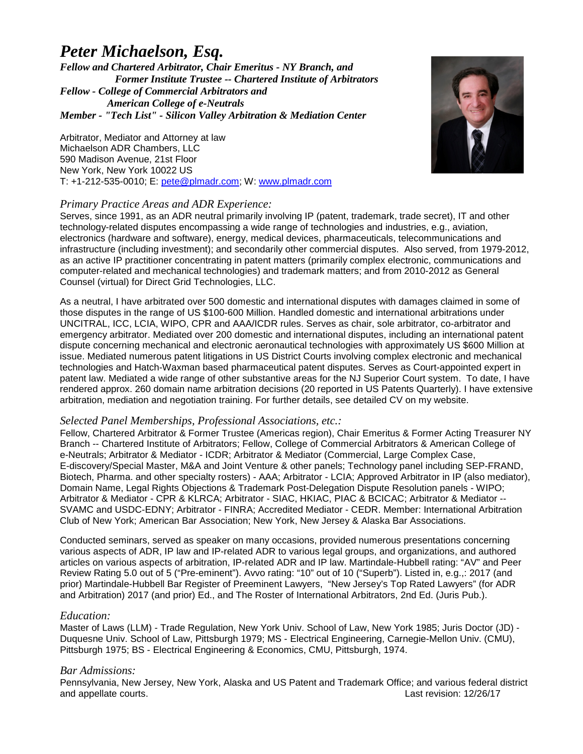# *Peter Michaelson, Esq.*

***Fellow and Chartered Arbitrator, Chair Emeritus - NY Branch, and***
***Former Institute Trustee -- Chartered Institute of Arbitrators***
***Fellow - College of Commercial Arbitrators and***
***American College of e-Neutrals***
***Member - "Tech List" - Silicon Valley Arbitration & Mediation Center***

Arbitrator, Mediator and Attorney at law
Michaelson ADR Chambers, LLC
590 Madison Avenue, 21st Floor
New York, New York 10022 US
T: +1-212-535-0010; E: pete@plmadr.com; W: www.plmadr.com

## *Primary Practice Areas and ADR Experience:*

Serves, since 1991, as an ADR neutral primarily involving IP (patent, trademark, trade secret), IT and other technology-related disputes encompassing a wide range of technologies and industries, e.g., aviation, electronics (hardware and software), energy, medical devices, pharmaceuticals, telecommunications and infrastructure (including investment); and secondarily other commercial disputes. Also served, from 1979-2012, as an active IP practitioner concentrating in patent matters (primarily complex electronic, communications and computer-related and mechanical technologies) and trademark matters; and from 2010-2012 as General Counsel (virtual) for Direct Grid Technologies, LLC.

As a neutral, I have arbitrated over 500 domestic and international disputes with damages claimed in some of those disputes in the range of US $100-600 Million. Handled domestic and international arbitrations under UNCITRAL, ICC, LCIA, WIPO, CPR and AAA/ICDR rules. Serves as chair, sole arbitrator, co-arbitrator and emergency arbitrator. Mediated over 200 domestic and international disputes, including an international patent dispute concerning mechanical and electronic aeronautical technologies with approximately US $600 Million at issue. Mediated numerous patent litigations in US District Courts involving complex electronic and mechanical technologies and Hatch-Waxman based pharmaceutical patent disputes. Serves as Court-appointed expert in patent law. Mediated a wide range of other substantive areas for the NJ Superior Court system. To date, I have rendered approx. 260 domain name arbitration decisions (20 reported in US Patents Quarterly). I have extensive arbitration, mediation and negotiation training. For further details, see detailed CV on my website.

## *Selected Panel Memberships, Professional Associations, etc.:*

Fellow, Chartered Arbitrator & Former Trustee (Americas region), Chair Emeritus & Former Acting Treasurer NY Branch -- Chartered Institute of Arbitrators; Fellow, College of Commercial Arbitrators & American College of e-Neutrals; Arbitrator & Mediator - ICDR; Arbitrator & Mediator (Commercial, Large Complex Case, E-discovery/Special Master, M&A and Joint Venture & other panels; Technology panel including SEP-FRAND, Biotech, Pharma. and other specialty rosters) - AAA; Arbitrator - LCIA; Approved Arbitrator in IP (also mediator), Domain Name, Legal Rights Objections & Trademark Post-Delegation Dispute Resolution panels - WIPO; Arbitrator & Mediator - CPR & KLRCA; Arbitrator - SIAC, HKIAC, PIAC & BCICAC; Arbitrator & Mediator -- SVAMC and USDC-EDNY; Arbitrator - FINRA; Accredited Mediator - CEDR. Member: International Arbitration Club of New York; American Bar Association; New York, New Jersey & Alaska Bar Associations.

Conducted seminars, served as speaker on many occasions, provided numerous presentations concerning various aspects of ADR, IP law and IP-related ADR to various legal groups, and organizations, and authored articles on various aspects of arbitration, IP-related ADR and IP law. Martindale-Hubbell rating: "AV" and Peer Review Rating 5.0 out of 5 ("Pre-eminent"). Avvo rating: "10" out of 10 ("Superb"). Listed in, e.g.,: 2017 (and prior) Martindale-Hubbell Bar Register of Preeminent Lawyers, "New Jersey's Top Rated Lawyers" (for ADR and Arbitration) 2017 (and prior) Ed., and The Roster of International Arbitrators, 2nd Ed. (Juris Pub.).

## *Education:*

Master of Laws (LLM) - Trade Regulation, New York Univ. School of Law, New York 1985; Juris Doctor (JD) - Duquesne Univ. School of Law, Pittsburgh 1979; MS - Electrical Engineering, Carnegie-Mellon Univ. (CMU), Pittsburgh 1975; BS - Electrical Engineering & Economics, CMU, Pittsburgh, 1974.

## *Bar Admissions:*

Pennsylvania, New Jersey, New York, Alaska and US Patent and Trademark Office; and various federal district and appellate courts.

Last revision: 12/26/17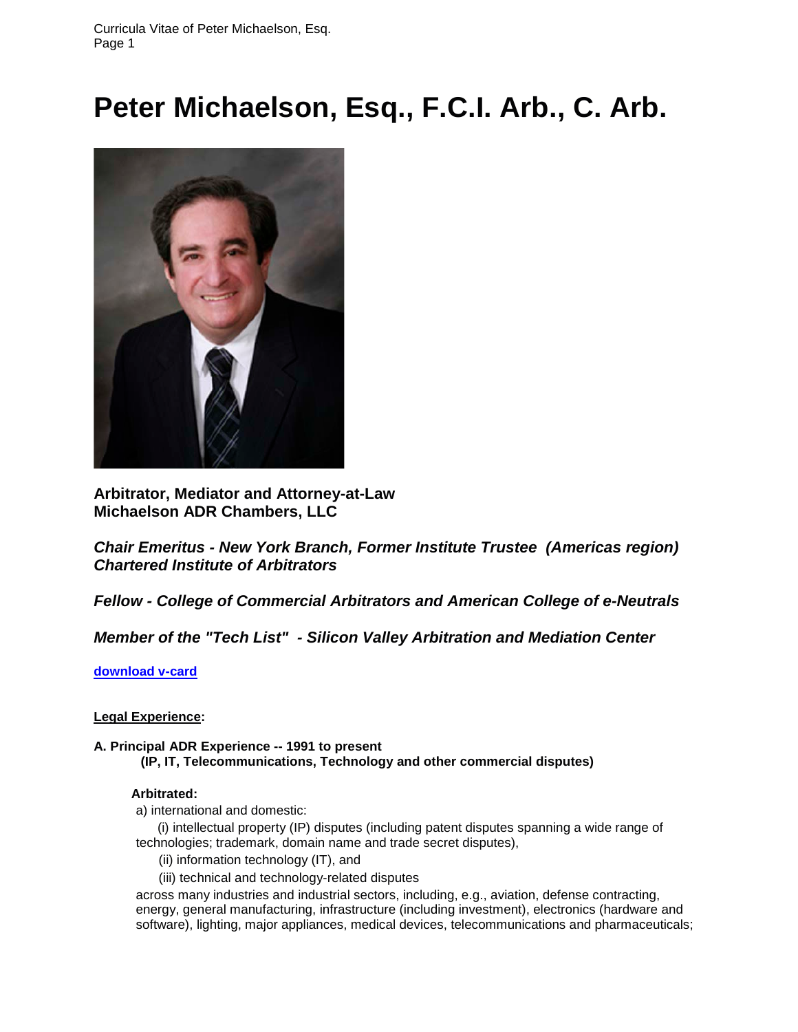# Peter Michaelson, Esq., F.C.I. Arb., C. Arb.

**Arbitrator, Mediator and Attorney-at-Law**
**Michaelson ADR Chambers, LLC**

***Chair Emeritus - New York Branch, Former Institute Trustee (Americas region)***
***Chartered Institute of Arbitrators***

***Fellow - College of Commercial Arbitrators and American College of e-Neutrals***

***Member of the "Tech List" - Silicon Valley Arbitration and Mediation Center***

**download v-card**

**Legal Experience:**

**A. Principal ADR Experience -- 1991 to present**
**(IP, IT, Telecommunications, Technology and other commercial disputes)**

**Arbitrated:**

a) international and domestic:

(i) intellectual property (IP) disputes (including patent disputes spanning a wide range of technologies; trademark, domain name and trade secret disputes),

(ii) information technology (IT), and

(iii) technical and technology-related disputes

across many industries and industrial sectors, including, e.g., aviation, defense contracting, energy, general manufacturing, infrastructure (including investment), electronics (hardware and software), lighting, major appliances, medical devices, telecommunications and pharmaceuticals;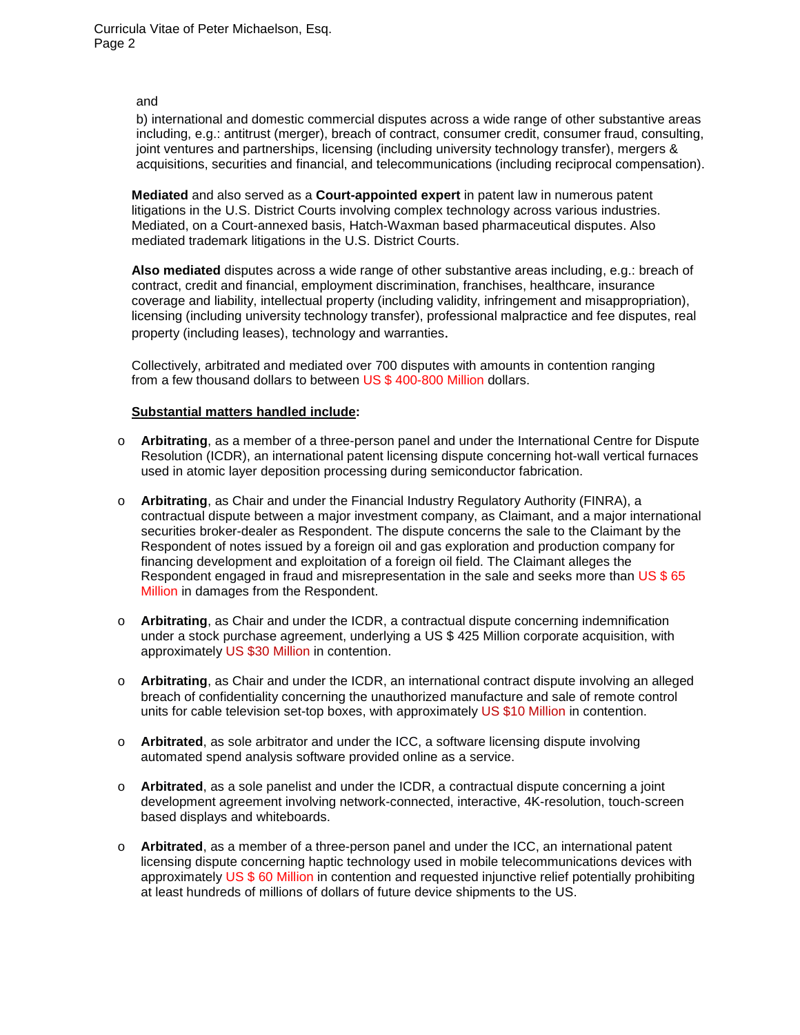and

b) international and domestic commercial disputes across a wide range of other substantive areas including, e.g.: antitrust (merger), breach of contract, consumer credit, consumer fraud, consulting, joint ventures and partnerships, licensing (including university technology transfer), mergers & acquisitions, securities and financial, and telecommunications (including reciprocal compensation).

**Mediated** and also served as a **Court-appointed expert** in patent law in numerous patent litigations in the U.S. District Courts involving complex technology across various industries. Mediated, on a Court-annexed basis, Hatch-Waxman based pharmaceutical disputes. Also mediated trademark litigations in the U.S. District Courts.

**Also mediated** disputes across a wide range of other substantive areas including, e.g.: breach of contract, credit and financial, employment discrimination, franchises, healthcare, insurance coverage and liability, intellectual property (including validity, infringement and misappropriation), licensing (including university technology transfer), professional malpractice and fee disputes, real property (including leases), technology and warranties.

Collectively, arbitrated and mediated over 700 disputes with amounts in contention ranging from a few thousand dollars to between US $ 400-800 Million dollars.

**Substantial matters handled include:**

- **Arbitrating**, as a member of a three-person panel and under the International Centre for Dispute Resolution (ICDR), an international patent licensing dispute concerning hot-wall vertical furnaces used in atomic layer deposition processing during semiconductor fabrication.

- **Arbitrating**, as Chair and under the Financial Industry Regulatory Authority (FINRA), a contractual dispute between a major investment company, as Claimant, and a major international securities broker-dealer as Respondent. The dispute concerns the sale to the Claimant by the Respondent of notes issued by a foreign oil and gas exploration and production company for financing development and exploitation of a foreign oil field. The Claimant alleges the Respondent engaged in fraud and misrepresentation in the sale and seeks more than US $ 65 Million in damages from the Respondent.

- **Arbitrating**, as Chair and under the ICDR, a contractual dispute concerning indemnification under a stock purchase agreement, underlying a US $ 425 Million corporate acquisition, with approximately US $30 Million in contention.

- **Arbitrating**, as Chair and under the ICDR, an international contract dispute involving an alleged breach of confidentiality concerning the unauthorized manufacture and sale of remote control units for cable television set-top boxes, with approximately US $10 Million in contention.

- **Arbitrated**, as sole arbitrator and under the ICC, a software licensing dispute involving automated spend analysis software provided online as a service.

- **Arbitrated**, as a sole panelist and under the ICDR, a contractual dispute concerning a joint development agreement involving network-connected, interactive, 4K-resolution, touch-screen based displays and whiteboards.

- **Arbitrated**, as a member of a three-person panel and under the ICC, an international patent licensing dispute concerning haptic technology used in mobile telecommunications devices with approximately US $ 60 Million in contention and requested injunctive relief potentially prohibiting at least hundreds of millions of dollars of future device shipments to the US.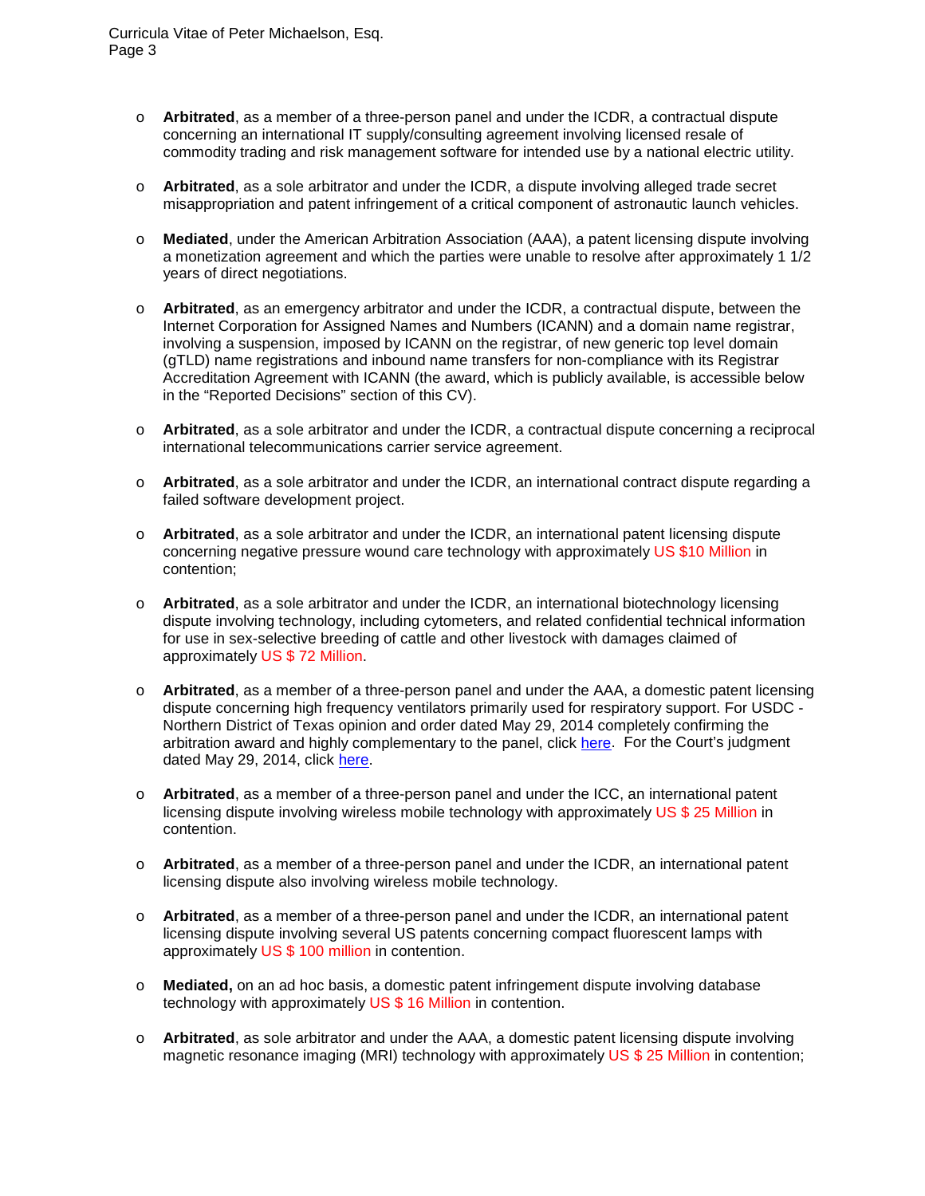- **Arbitrated**, as a member of a three-person panel and under the ICDR, a contractual dispute concerning an international IT supply/consulting agreement involving licensed resale of commodity trading and risk management software for intended use by a national electric utility.

- **Arbitrated**, as a sole arbitrator and under the ICDR, a dispute involving alleged trade secret misappropriation and patent infringement of a critical component of astronautic launch vehicles.

- **Mediated**, under the American Arbitration Association (AAA), a patent licensing dispute involving a monetization agreement and which the parties were unable to resolve after approximately 1 1/2 years of direct negotiations.

- **Arbitrated**, as an emergency arbitrator and under the ICDR, a contractual dispute, between the Internet Corporation for Assigned Names and Numbers (ICANN) and a domain name registrar, involving a suspension, imposed by ICANN on the registrar, of new generic top level domain (gTLD) name registrations and inbound name transfers for non-compliance with its Registrar Accreditation Agreement with ICANN (the award, which is publicly available, is accessible below in the "Reported Decisions" section of this CV).

- **Arbitrated**, as a sole arbitrator and under the ICDR, a contractual dispute concerning a reciprocal international telecommunications carrier service agreement.

- **Arbitrated**, as a sole arbitrator and under the ICDR, an international contract dispute regarding a failed software development project.

- **Arbitrated**, as a sole arbitrator and under the ICDR, an international patent licensing dispute concerning negative pressure wound care technology with approximately US $10 Million in contention;

- **Arbitrated**, as a sole arbitrator and under the ICDR, an international biotechnology licensing dispute involving technology, including cytometers, and related confidential technical information for use in sex-selective breeding of cattle and other livestock with damages claimed of approximately US $ 72 Million.

- **Arbitrated**, as a member of a three-person panel and under the AAA, a domestic patent licensing dispute concerning high frequency ventilators primarily used for respiratory support. For USDC - Northern District of Texas opinion and order dated May 29, 2014 completely confirming the arbitration award and highly complementary to the panel, click here. For the Court's judgment dated May 29, 2014, click here.

- **Arbitrated**, as a member of a three-person panel and under the ICC, an international patent licensing dispute involving wireless mobile technology with approximately US $ 25 Million in contention.

- **Arbitrated**, as a member of a three-person panel and under the ICDR, an international patent licensing dispute also involving wireless mobile technology.

- **Arbitrated**, as a member of a three-person panel and under the ICDR, an international patent licensing dispute involving several US patents concerning compact fluorescent lamps with approximately US $ 100 million in contention.

- **Mediated,** on an ad hoc basis, a domestic patent infringement dispute involving database technology with approximately US $ 16 Million in contention.

- **Arbitrated**, as sole arbitrator and under the AAA, a domestic patent licensing dispute involving magnetic resonance imaging (MRI) technology with approximately US $ 25 Million in contention;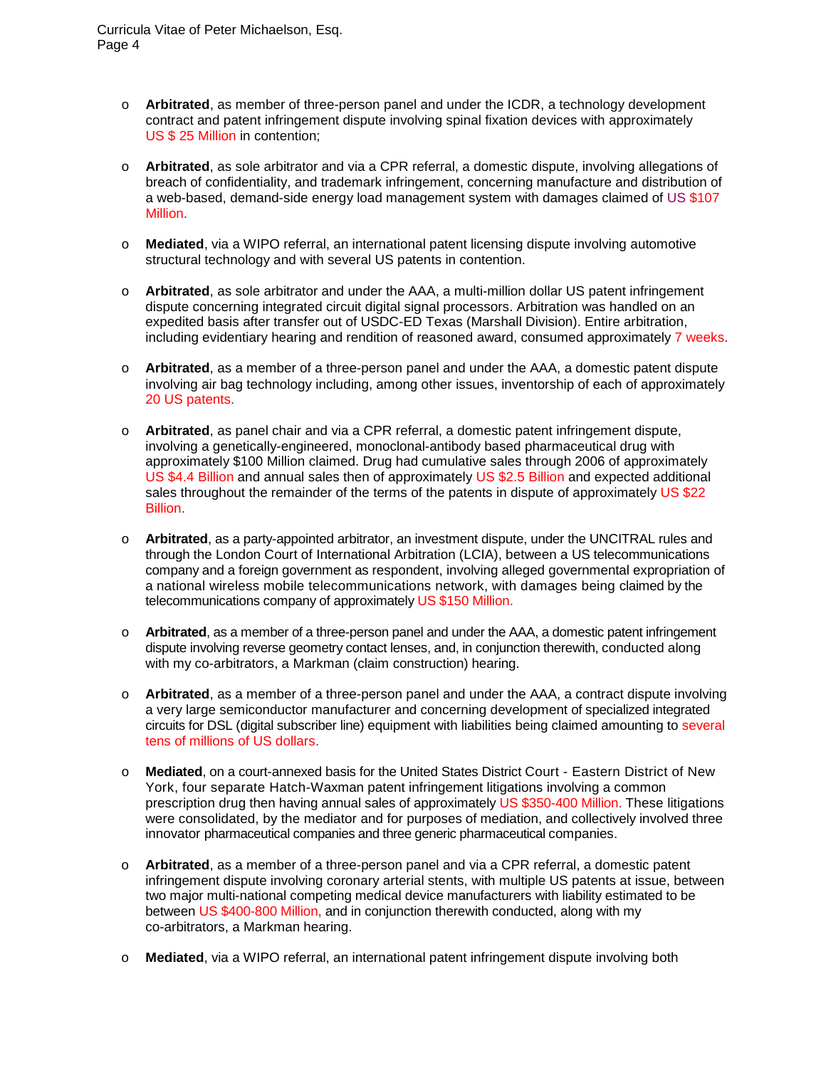- **Arbitrated**, as member of three-person panel and under the ICDR, a technology development contract and patent infringement dispute involving spinal fixation devices with approximately US $ 25 Million in contention;

- **Arbitrated**, as sole arbitrator and via a CPR referral, a domestic dispute, involving allegations of breach of confidentiality, and trademark infringement, concerning manufacture and distribution of a web-based, demand-side energy load management system with damages claimed of US $107 Million.

- **Mediated**, via a WIPO referral, an international patent licensing dispute involving automotive structural technology and with several US patents in contention.

- **Arbitrated**, as sole arbitrator and under the AAA, a multi-million dollar US patent infringement dispute concerning integrated circuit digital signal processors. Arbitration was handled on an expedited basis after transfer out of USDC-ED Texas (Marshall Division). Entire arbitration, including evidentiary hearing and rendition of reasoned award, consumed approximately 7 weeks.

- **Arbitrated**, as a member of a three-person panel and under the AAA, a domestic patent dispute involving air bag technology including, among other issues, inventorship of each of approximately 20 US patents.

- **Arbitrated**, as panel chair and via a CPR referral, a domestic patent infringement dispute, involving a genetically-engineered, monoclonal-antibody based pharmaceutical drug with approximately $100 Million claimed. Drug had cumulative sales through 2006 of approximately US $4.4 Billion and annual sales then of approximately US $2.5 Billion and expected additional sales throughout the remainder of the terms of the patents in dispute of approximately US $22 Billion.

- **Arbitrated**, as a party-appointed arbitrator, an investment dispute, under the UNCITRAL rules and through the London Court of International Arbitration (LCIA), between a US telecommunications company and a foreign government as respondent, involving alleged governmental expropriation of a national wireless mobile telecommunications network, with damages being claimed by the telecommunications company of approximately US $150 Million.

- **Arbitrated**, as a member of a three-person panel and under the AAA, a domestic patent infringement dispute involving reverse geometry contact lenses, and, in conjunction therewith, conducted along with my co-arbitrators, a Markman (claim construction) hearing.

- **Arbitrated**, as a member of a three-person panel and under the AAA, a contract dispute involving a very large semiconductor manufacturer and concerning development of specialized integrated circuits for DSL (digital subscriber line) equipment with liabilities being claimed amounting to several tens of millions of US dollars.

- **Mediated**, on a court-annexed basis for the United States District Court - Eastern District of New York, four separate Hatch-Waxman patent infringement litigations involving a common prescription drug then having annual sales of approximately US $350-400 Million. These litigations were consolidated, by the mediator and for purposes of mediation, and collectively involved three innovator pharmaceutical companies and three generic pharmaceutical companies.

- **Arbitrated**, as a member of a three-person panel and via a CPR referral, a domestic patent infringement dispute involving coronary arterial stents, with multiple US patents at issue, between two major multi-national competing medical device manufacturers with liability estimated to be between US $400-800 Million, and in conjunction therewith conducted, along with my co-arbitrators, a Markman hearing.

- **Mediated**, via a WIPO referral, an international patent infringement dispute involving both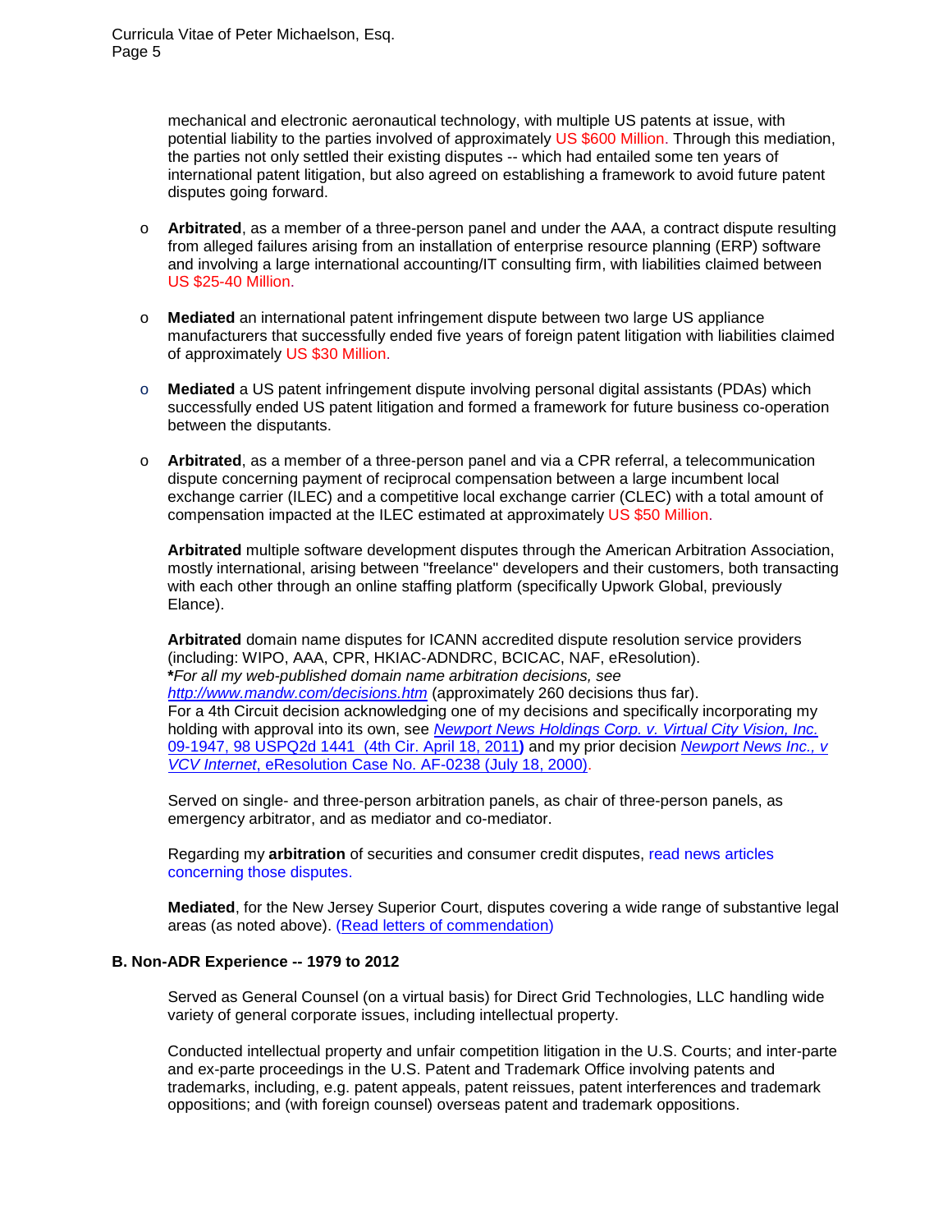mechanical and electronic aeronautical technology, with multiple US patents at issue, with potential liability to the parties involved of approximately US $600 Million. Through this mediation, the parties not only settled their existing disputes -- which had entailed some ten years of international patent litigation, but also agreed on establishing a framework to avoid future patent disputes going forward.

- **Arbitrated**, as a member of a three-person panel and under the AAA, a contract dispute resulting from alleged failures arising from an installation of enterprise resource planning (ERP) software and involving a large international accounting/IT consulting firm, with liabilities claimed between US $25-40 Million.

- **Mediated** an international patent infringement dispute between two large US appliance manufacturers that successfully ended five years of foreign patent litigation with liabilities claimed of approximately US $30 Million.

- **Mediated** a US patent infringement dispute involving personal digital assistants (PDAs) which successfully ended US patent litigation and formed a framework for future business co-operation between the disputants.

- **Arbitrated**, as a member of a three-person panel and via a CPR referral, a telecommunication dispute concerning payment of reciprocal compensation between a large incumbent local exchange carrier (ILEC) and a competitive local exchange carrier (CLEC) with a total amount of compensation impacted at the ILEC estimated at approximately US $50 Million.

**Arbitrated** multiple software development disputes through the American Arbitration Association, mostly international, arising between "freelance" developers and their customers, both transacting with each other through an online staffing platform (specifically Upwork Global, previously Elance).

**Arbitrated** domain name disputes for ICANN accredited dispute resolution service providers (including: WIPO, AAA, CPR, HKIAC-ADNDRC, BCICAC, NAF, eResolution).
***For all my web-published domain name arbitration decisions, see** [*http://www.mandw.com/decisions.htm*](http://www.mandw.com/decisions.htm) (approximately 260 decisions thus far).
For a 4th Circuit decision acknowledging one of my decisions and specifically incorporating my holding with approval into its own, see *Newport News Holdings Corp. v. Virtual City Vision, Inc.* 09-1947, 98 USPQ2d 1441 (4th Cir. April 18, 2011**)** and my prior decision *Newport News Inc., v VCV Internet*, eResolution Case No. AF-0238 (July 18, 2000).

Served on single- and three-person arbitration panels, as chair of three-person panels, as emergency arbitrator, and as mediator and co-mediator.

Regarding my **arbitration** of securities and consumer credit disputes, read news articles concerning those disputes.

**Mediated**, for the New Jersey Superior Court, disputes covering a wide range of substantive legal areas (as noted above). (Read letters of commendation)

### B. Non-ADR Experience -- 1979 to 2012

Served as General Counsel (on a virtual basis) for Direct Grid Technologies, LLC handling wide variety of general corporate issues, including intellectual property.

Conducted intellectual property and unfair competition litigation in the U.S. Courts; and inter-parte and ex-parte proceedings in the U.S. Patent and Trademark Office involving patents and trademarks, including, e.g. patent appeals, patent reissues, patent interferences and trademark oppositions; and (with foreign counsel) overseas patent and trademark oppositions.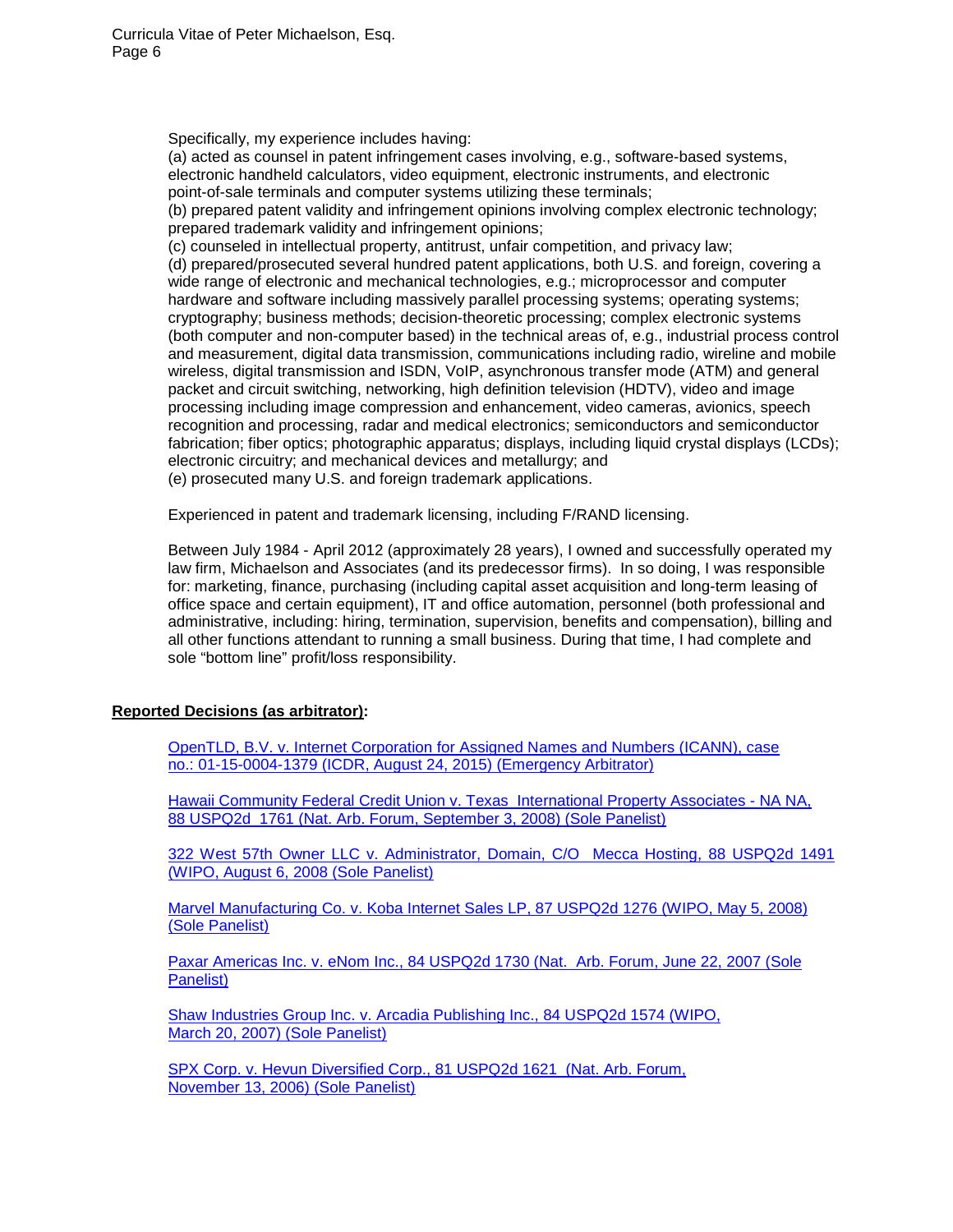Specifically, my experience includes having:

(a) acted as counsel in patent infringement cases involving, e.g., software-based systems, electronic handheld calculators, video equipment, electronic instruments, and electronic point-of-sale terminals and computer systems utilizing these terminals;

(b) prepared patent validity and infringement opinions involving complex electronic technology; prepared trademark validity and infringement opinions;

(c) counseled in intellectual property, antitrust, unfair competition, and privacy law;

(d) prepared/prosecuted several hundred patent applications, both U.S. and foreign, covering a wide range of electronic and mechanical technologies, e.g.; microprocessor and computer hardware and software including massively parallel processing systems; operating systems; cryptography; business methods; decision-theoretic processing; complex electronic systems (both computer and non-computer based) in the technical areas of, e.g., industrial process control and measurement, digital data transmission, communications including radio, wireline and mobile wireless, digital transmission and ISDN, VoIP, asynchronous transfer mode (ATM) and general packet and circuit switching, networking, high definition television (HDTV), video and image processing including image compression and enhancement, video cameras, avionics, speech recognition and processing, radar and medical electronics; semiconductors and semiconductor fabrication; fiber optics; photographic apparatus; displays, including liquid crystal displays (LCDs); electronic circuitry; and mechanical devices and metallurgy; and

(e) prosecuted many U.S. and foreign trademark applications.

Experienced in patent and trademark licensing, including F/RAND licensing.

Between July 1984 - April 2012 (approximately 28 years), I owned and successfully operated my law firm, Michaelson and Associates (and its predecessor firms). In so doing, I was responsible for: marketing, finance, purchasing (including capital asset acquisition and long-term leasing of office space and certain equipment), IT and office automation, personnel (both professional and administrative, including: hiring, termination, supervision, benefits and compensation), billing and all other functions attendant to running a small business. During that time, I had complete and sole "bottom line" profit/loss responsibility.

**Reported Decisions (as arbitrator):**

OpenTLD, B.V. v. Internet Corporation for Assigned Names and Numbers (ICANN), case no.: 01-15-0004-1379 (ICDR, August 24, 2015) (Emergency Arbitrator)

Hawaii Community Federal Credit Union v. Texas International Property Associates - NA NA, 88 USPQ2d 1761 (Nat. Arb. Forum, September 3, 2008) (Sole Panelist)

322 West 57th Owner LLC v. Administrator, Domain, C/O Mecca Hosting, 88 USPQ2d 1491 (WIPO, August 6, 2008 (Sole Panelist)

Marvel Manufacturing Co. v. Koba Internet Sales LP, 87 USPQ2d 1276 (WIPO, May 5, 2008) (Sole Panelist)

Paxar Americas Inc. v. eNom Inc., 84 USPQ2d 1730 (Nat. Arb. Forum, June 22, 2007 (Sole Panelist)

Shaw Industries Group Inc. v. Arcadia Publishing Inc., 84 USPQ2d 1574 (WIPO, March 20, 2007) (Sole Panelist)

SPX Corp. v. Hevun Diversified Corp., 81 USPQ2d 1621 (Nat. Arb. Forum, November 13, 2006) (Sole Panelist)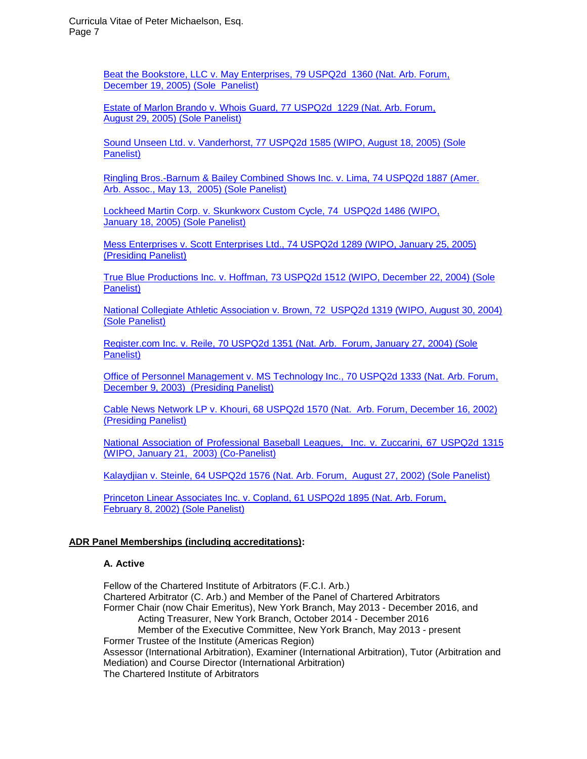Beat the Bookstore, LLC v. May Enterprises, 79 USPQ2d 1360 (Nat. Arb. Forum, December 19, 2005) (Sole Panelist)

Estate of Marlon Brando v. Whois Guard, 77 USPQ2d 1229 (Nat. Arb. Forum, August 29, 2005) (Sole Panelist)

Sound Unseen Ltd. v. Vanderhorst, 77 USPQ2d 1585 (WIPO, August 18, 2005) (Sole Panelist)

Ringling Bros.-Barnum & Bailey Combined Shows Inc. v. Lima, 74 USPQ2d 1887 (Amer. Arb. Assoc., May 13, 2005) (Sole Panelist)

Lockheed Martin Corp. v. Skunkworx Custom Cycle, 74 USPQ2d 1486 (WIPO, January 18, 2005) (Sole Panelist)

Mess Enterprises v. Scott Enterprises Ltd., 74 USPQ2d 1289 (WIPO, January 25, 2005) (Presiding Panelist)

True Blue Productions Inc. v. Hoffman, 73 USPQ2d 1512 (WIPO, December 22, 2004) (Sole Panelist)

National Collegiate Athletic Association v. Brown, 72 USPQ2d 1319 (WIPO, August 30, 2004) (Sole Panelist)

Register.com Inc. v. Reile, 70 USPQ2d 1351 (Nat. Arb. Forum, January 27, 2004) (Sole Panelist)

Office of Personnel Management v. MS Technology Inc., 70 USPQ2d 1333 (Nat. Arb. Forum, December 9, 2003) (Presiding Panelist)

Cable News Network LP v. Khouri, 68 USPQ2d 1570 (Nat. Arb. Forum, December 16, 2002) (Presiding Panelist)

National Association of Professional Baseball Leagues, Inc. v. Zuccarini, 67 USPQ2d 1315 (WIPO, January 21, 2003) (Co-Panelist)

Kalaydjian v. Steinle, 64 USPQ2d 1576 (Nat. Arb. Forum, August 27, 2002) (Sole Panelist)

Princeton Linear Associates Inc. v. Copland, 61 USPQ2d 1895 (Nat. Arb. Forum, February 8, 2002) (Sole Panelist)

**ADR Panel Memberships (including accreditations):**

**A. Active**

Fellow of the Chartered Institute of Arbitrators (F.C.I. Arb.)
Chartered Arbitrator (C. Arb.) and Member of the Panel of Chartered Arbitrators
Former Chair (now Chair Emeritus), New York Branch, May 2013 - December 2016, and
  Acting Treasurer, New York Branch, October 2014 - December 2016
  Member of the Executive Committee, New York Branch, May 2013 - present
Former Trustee of the Institute (Americas Region)
Assessor (International Arbitration), Examiner (International Arbitration), Tutor (Arbitration and Mediation) and Course Director (International Arbitration)
The Chartered Institute of Arbitrators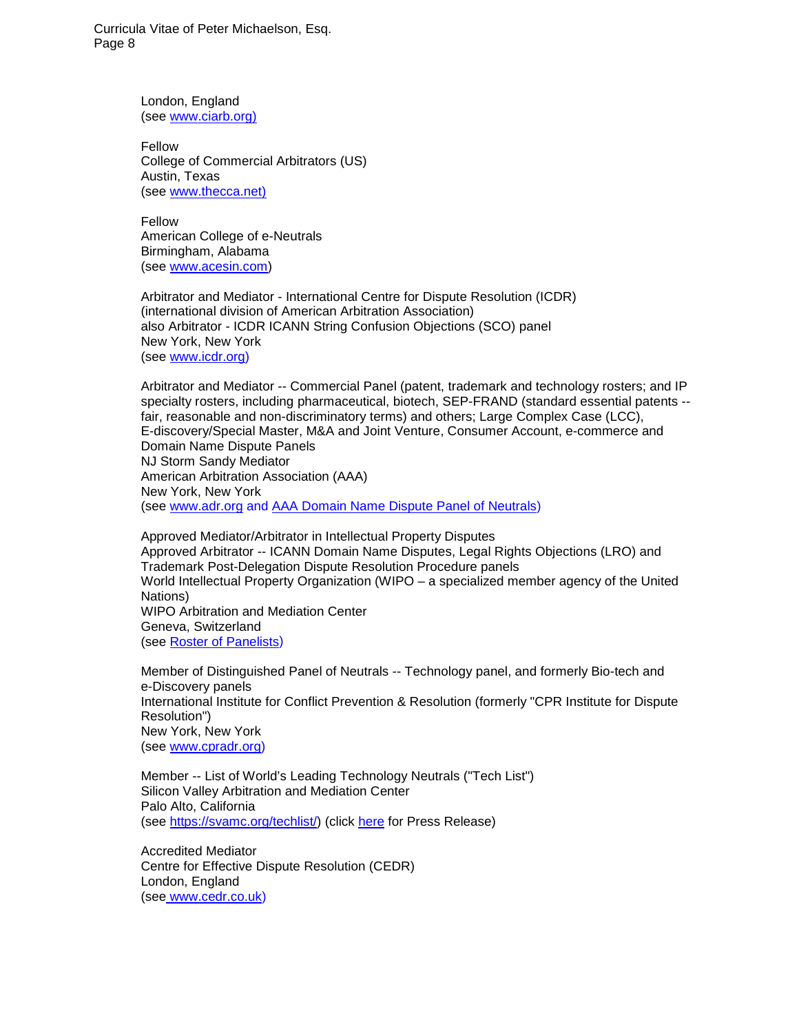London, England
(see www.ciarb.org)

Fellow
College of Commercial Arbitrators (US)
Austin, Texas
(see www.thecca.net)

Fellow
American College of e-Neutrals
Birmingham, Alabama
(see www.acesin.com)

Arbitrator and Mediator - International Centre for Dispute Resolution (ICDR)
(international division of American Arbitration Association)
also Arbitrator - ICDR ICANN String Confusion Objections (SCO) panel
New York, New York
(see www.icdr.org)

Arbitrator and Mediator -- Commercial Panel (patent, trademark and technology rosters; and IP specialty rosters, including pharmaceutical, biotech, SEP-FRAND (standard essential patents -- fair, reasonable and non-discriminatory terms) and others; Large Complex Case (LCC), E-discovery/Special Master, M&A and Joint Venture, Consumer Account, e-commerce and Domain Name Dispute Panels
NJ Storm Sandy Mediator
American Arbitration Association (AAA)
New York, New York
(see www.adr.org and AAA Domain Name Dispute Panel of Neutrals)

Approved Mediator/Arbitrator in Intellectual Property Disputes
Approved Arbitrator -- ICANN Domain Name Disputes, Legal Rights Objections (LRO) and Trademark Post-Delegation Dispute Resolution Procedure panels
World Intellectual Property Organization (WIPO – a specialized member agency of the United Nations)
WIPO Arbitration and Mediation Center
Geneva, Switzerland
(see Roster of Panelists)

Member of Distinguished Panel of Neutrals -- Technology panel, and formerly Bio-tech and e-Discovery panels
International Institute for Conflict Prevention & Resolution (formerly "CPR Institute for Dispute Resolution")
New York, New York
(see www.cpradr.org)

Member -- List of World's Leading Technology Neutrals ("Tech List")
Silicon Valley Arbitration and Mediation Center
Palo Alto, California
(see https://svamc.org/techlist/) (click here for Press Release)

Accredited Mediator
Centre for Effective Dispute Resolution (CEDR)
London, England
(see www.cedr.co.uk)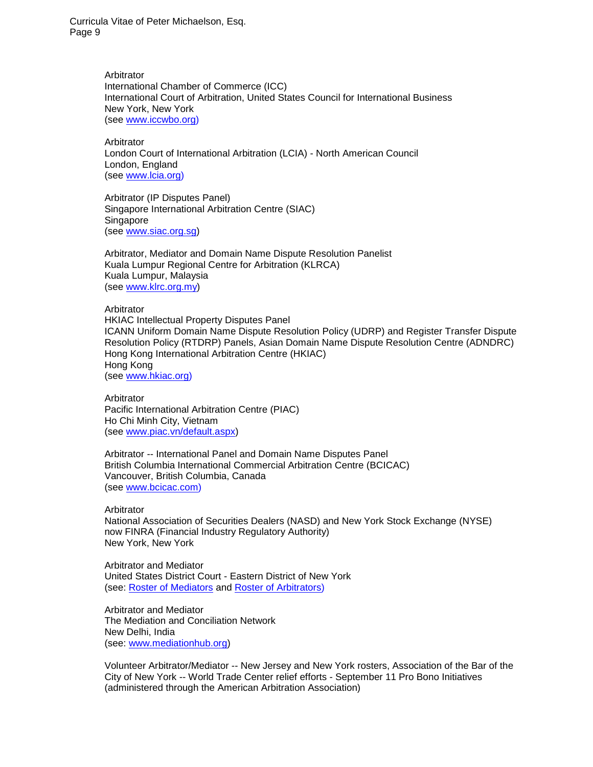Arbitrator
International Chamber of Commerce (ICC)
International Court of Arbitration, United States Council for International Business
New York, New York
(see www.iccwbo.org)

Arbitrator
London Court of International Arbitration (LCIA) - North American Council
London, England
(see www.lcia.org)

Arbitrator (IP Disputes Panel)
Singapore International Arbitration Centre (SIAC)
Singapore
(see www.siac.org.sg)

Arbitrator, Mediator and Domain Name Dispute Resolution Panelist
Kuala Lumpur Regional Centre for Arbitration (KLRCA)
Kuala Lumpur, Malaysia
(see www.klrc.org.my)

Arbitrator
HKIAC Intellectual Property Disputes Panel
ICANN Uniform Domain Name Dispute Resolution Policy (UDRP) and Register Transfer Dispute Resolution Policy (RTDRP) Panels, Asian Domain Name Dispute Resolution Centre (ADNDRC)
Hong Kong International Arbitration Centre (HKIAC)
Hong Kong
(see www.hkiac.org)

Arbitrator
Pacific International Arbitration Centre (PIAC)
Ho Chi Minh City, Vietnam
(see www.piac.vn/default.aspx)

Arbitrator -- International Panel and Domain Name Disputes Panel
British Columbia International Commercial Arbitration Centre (BCICAC)
Vancouver, British Columbia, Canada
(see www.bcicac.com)

Arbitrator
National Association of Securities Dealers (NASD) and New York Stock Exchange (NYSE) now FINRA (Financial Industry Regulatory Authority)
New York, New York

Arbitrator and Mediator
United States District Court - Eastern District of New York
(see: Roster of Mediators and Roster of Arbitrators)

Arbitrator and Mediator
The Mediation and Conciliation Network
New Delhi, India
(see: www.mediationhub.org)

Volunteer Arbitrator/Mediator -- New Jersey and New York rosters, Association of the Bar of the City of New York -- World Trade Center relief efforts - September 11 Pro Bono Initiatives (administered through the American Arbitration Association)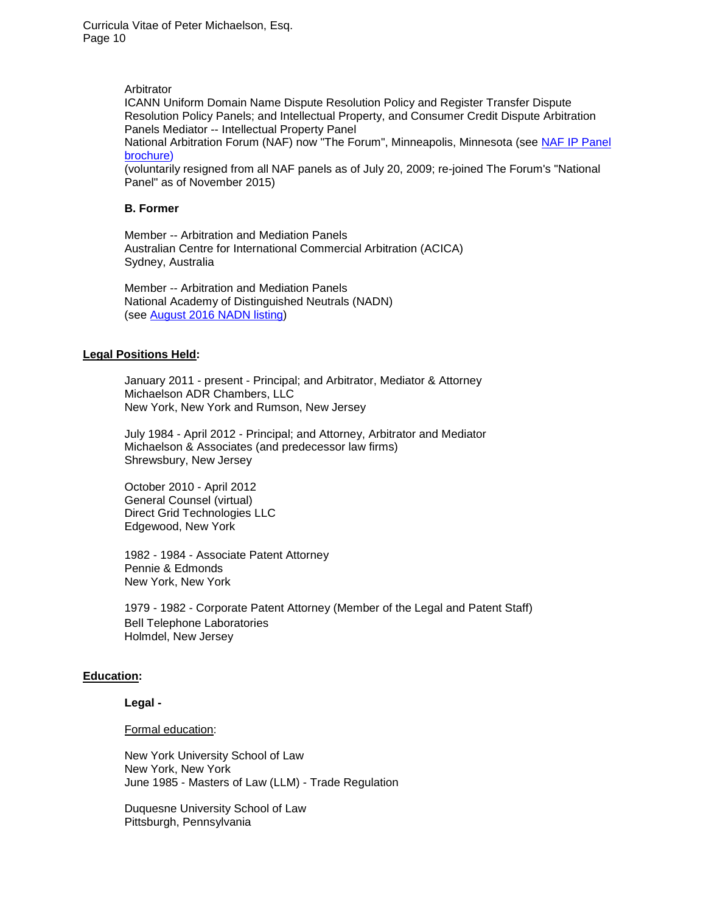Arbitrator
ICANN Uniform Domain Name Dispute Resolution Policy and Register Transfer Dispute Resolution Policy Panels; and Intellectual Property, and Consumer Credit Dispute Arbitration Panels Mediator -- Intellectual Property Panel
National Arbitration Forum (NAF) now "The Forum", Minneapolis, Minnesota (see NAF IP Panel brochure)
(voluntarily resigned from all NAF panels as of July 20, 2009; re-joined The Forum's "National Panel" as of November 2015)

**B. Former**

Member -- Arbitration and Mediation Panels
Australian Centre for International Commercial Arbitration (ACICA)
Sydney, Australia

Member -- Arbitration and Mediation Panels
National Academy of Distinguished Neutrals (NADN)
(see August 2016 NADN listing)

## Legal Positions Held:

January 2011 - present - Principal; and Arbitrator, Mediator & Attorney
Michaelson ADR Chambers, LLC
New York, New York and Rumson, New Jersey

July 1984 - April 2012 - Principal; and Attorney, Arbitrator and Mediator
Michaelson & Associates (and predecessor law firms)
Shrewsbury, New Jersey

October 2010 - April 2012
General Counsel (virtual)
Direct Grid Technologies LLC
Edgewood, New York

1982 - 1984 - Associate Patent Attorney
Pennie & Edmonds
New York, New York

1979 - 1982 - Corporate Patent Attorney (Member of the Legal and Patent Staff)
Bell Telephone Laboratories
Holmdel, New Jersey

## Education:

**Legal -**

Formal education:

New York University School of Law
New York, New York
June 1985 - Masters of Law (LLM) - Trade Regulation

Duquesne University School of Law
Pittsburgh, Pennsylvania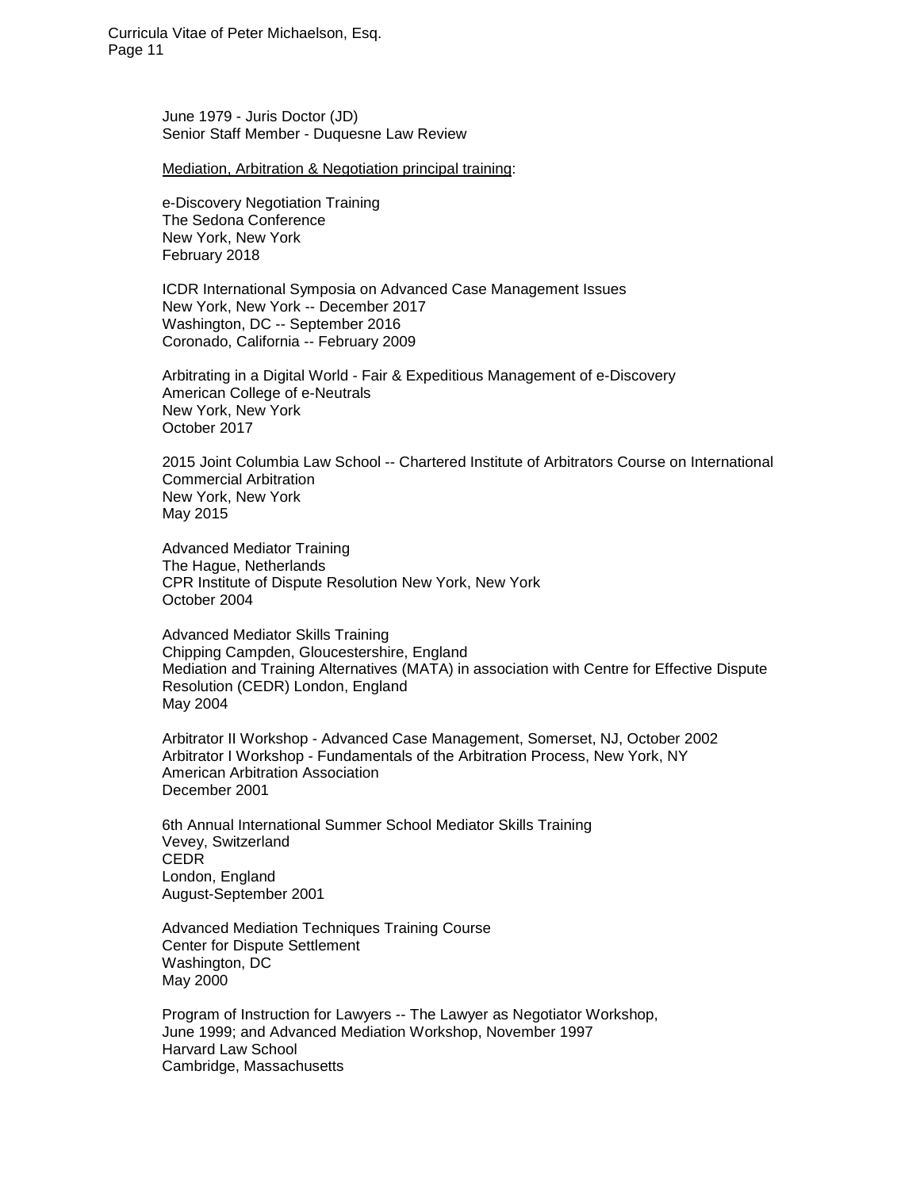June 1979 - Juris Doctor (JD)
Senior Staff Member - Duquesne Law Review

<u>Mediation, Arbitration & Negotiation principal training</u>:

e-Discovery Negotiation Training
The Sedona Conference
New York, New York
February 2018

ICDR International Symposia on Advanced Case Management Issues
New York, New York -- December 2017
Washington, DC -- September 2016
Coronado, California -- February 2009

Arbitrating in a Digital World - Fair & Expeditious Management of e-Discovery
American College of e-Neutrals
New York, New York
October 2017

2015 Joint Columbia Law School -- Chartered Institute of Arbitrators Course on International Commercial Arbitration
New York, New York
May 2015

Advanced Mediator Training
The Hague, Netherlands
CPR Institute of Dispute Resolution New York, New York
October 2004

Advanced Mediator Skills Training
Chipping Campden, Gloucestershire, England
Mediation and Training Alternatives (MATA) in association with Centre for Effective Dispute Resolution (CEDR) London, England
May 2004

Arbitrator II Workshop - Advanced Case Management, Somerset, NJ, October 2002
Arbitrator I Workshop - Fundamentals of the Arbitration Process, New York, NY
American Arbitration Association
December 2001

6th Annual International Summer School Mediator Skills Training
Vevey, Switzerland
CEDR
London, England
August-September 2001

Advanced Mediation Techniques Training Course
Center for Dispute Settlement
Washington, DC
May 2000

Program of Instruction for Lawyers -- The Lawyer as Negotiator Workshop,
June 1999; and Advanced Mediation Workshop, November 1997
Harvard Law School
Cambridge, Massachusetts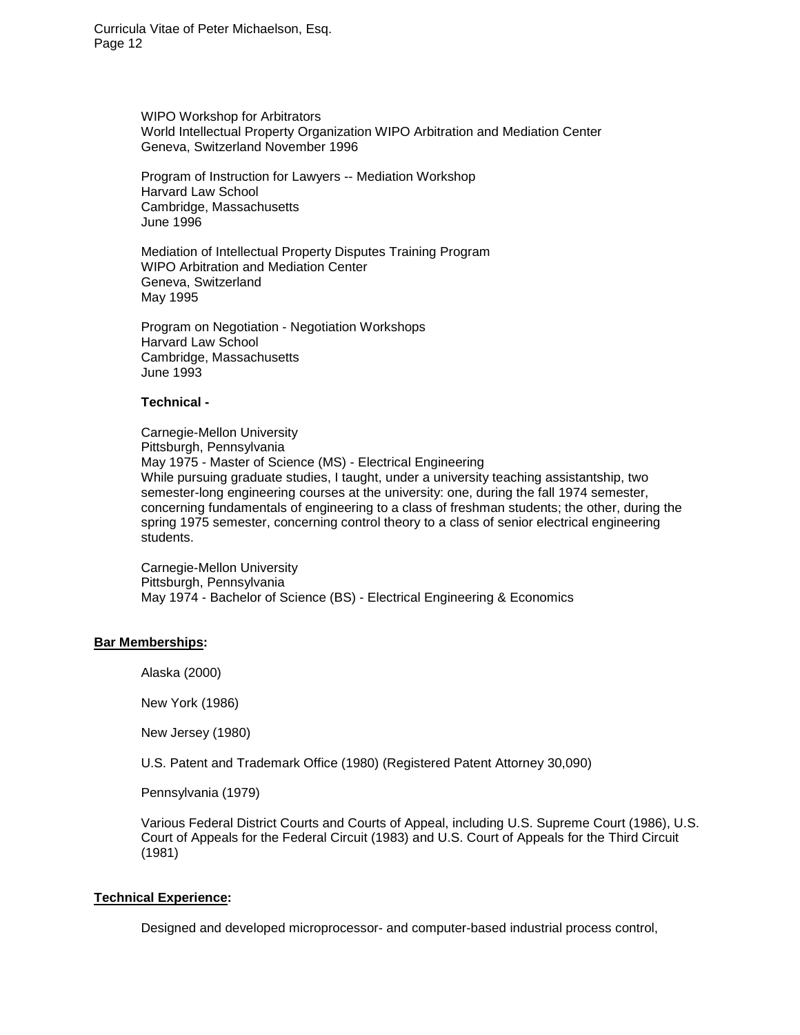WIPO Workshop for Arbitrators
World Intellectual Property Organization WIPO Arbitration and Mediation Center
Geneva, Switzerland November 1996

Program of Instruction for Lawyers -- Mediation Workshop
Harvard Law School
Cambridge, Massachusetts
June 1996

Mediation of Intellectual Property Disputes Training Program
WIPO Arbitration and Mediation Center
Geneva, Switzerland
May 1995

Program on Negotiation - Negotiation Workshops
Harvard Law School
Cambridge, Massachusetts
June 1993

**Technical -**

Carnegie-Mellon University
Pittsburgh, Pennsylvania
May 1975 - Master of Science (MS) - Electrical Engineering
While pursuing graduate studies, I taught, under a university teaching assistantship, two semester-long engineering courses at the university: one, during the fall 1974 semester, concerning fundamentals of engineering to a class of freshman students; the other, during the spring 1975 semester, concerning control theory to a class of senior electrical engineering students.

Carnegie-Mellon University
Pittsburgh, Pennsylvania
May 1974 - Bachelor of Science (BS) - Electrical Engineering & Economics

## Bar Memberships:

Alaska (2000)

New York (1986)

New Jersey (1980)

U.S. Patent and Trademark Office (1980) (Registered Patent Attorney 30,090)

Pennsylvania (1979)

Various Federal District Courts and Courts of Appeal, including U.S. Supreme Court (1986), U.S. Court of Appeals for the Federal Circuit (1983) and U.S. Court of Appeals for the Third Circuit (1981)

## Technical Experience:

Designed and developed microprocessor- and computer-based industrial process control,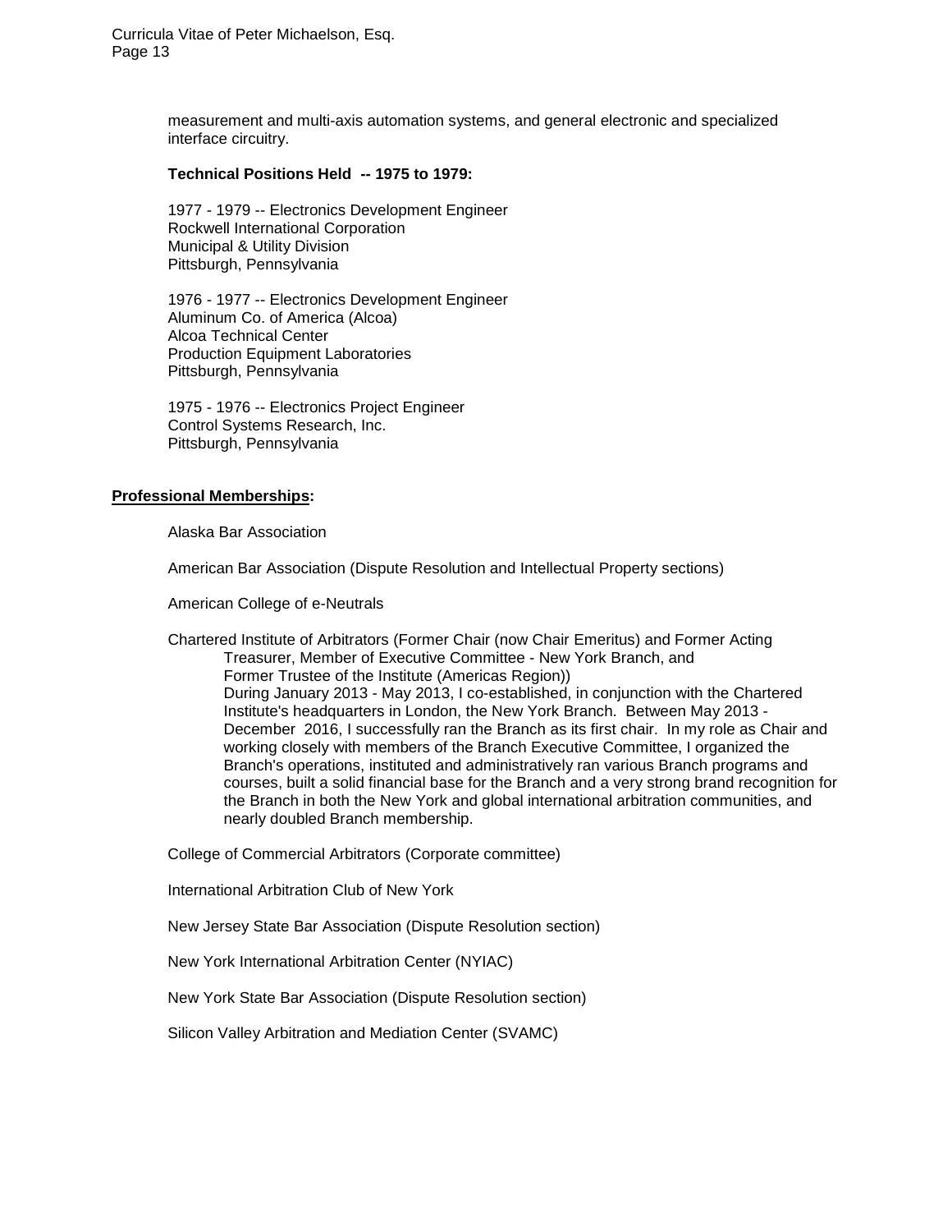measurement and multi-axis automation systems, and general electronic and specialized interface circuitry.

**Technical Positions Held -- 1975 to 1979:**

1977 - 1979 -- Electronics Development Engineer
Rockwell International Corporation
Municipal & Utility Division
Pittsburgh, Pennsylvania

1976 - 1977 -- Electronics Development Engineer
Aluminum Co. of America (Alcoa)
Alcoa Technical Center
Production Equipment Laboratories
Pittsburgh, Pennsylvania

1975 - 1976 -- Electronics Project Engineer
Control Systems Research, Inc.
Pittsburgh, Pennsylvania

## Professional Memberships:

Alaska Bar Association

American Bar Association (Dispute Resolution and Intellectual Property sections)

American College of e-Neutrals

Chartered Institute of Arbitrators (Former Chair (now Chair Emeritus) and Former Acting Treasurer, Member of Executive Committee - New York Branch, and Former Trustee of the Institute (Americas Region))
During January 2013 - May 2013, I co-established, in conjunction with the Chartered Institute's headquarters in London, the New York Branch. Between May 2013 - December 2016, I successfully ran the Branch as its first chair. In my role as Chair and working closely with members of the Branch Executive Committee, I organized the Branch's operations, instituted and administratively ran various Branch programs and courses, built a solid financial base for the Branch and a very strong brand recognition for the Branch in both the New York and global international arbitration communities, and nearly doubled Branch membership.

College of Commercial Arbitrators (Corporate committee)

International Arbitration Club of New York

New Jersey State Bar Association (Dispute Resolution section)

New York International Arbitration Center (NYIAC)

New York State Bar Association (Dispute Resolution section)

Silicon Valley Arbitration and Mediation Center (SVAMC)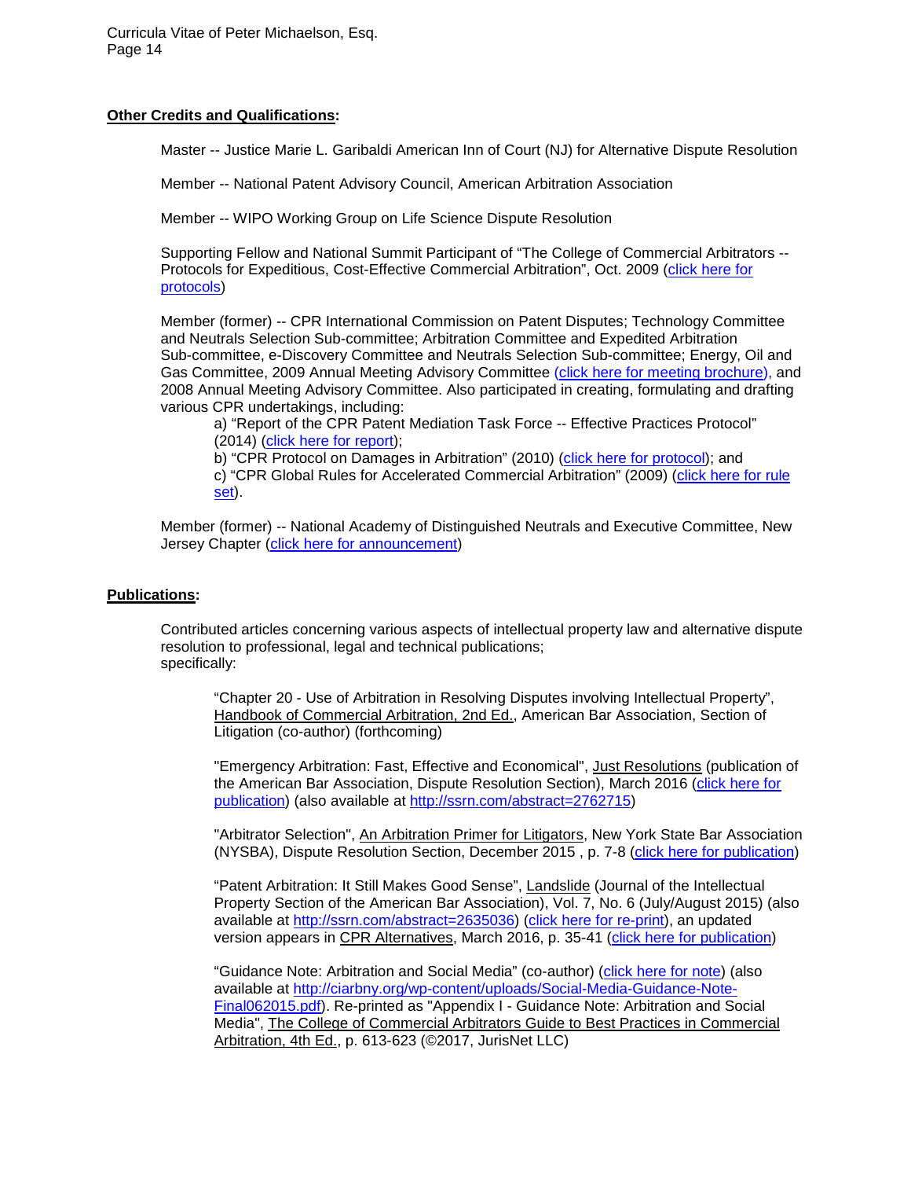**Other Credits and Qualifications:**

Master -- Justice Marie L. Garibaldi American Inn of Court (NJ) for Alternative Dispute Resolution

Member -- National Patent Advisory Council, American Arbitration Association

Member -- WIPO Working Group on Life Science Dispute Resolution

Supporting Fellow and National Summit Participant of "The College of Commercial Arbitrators -- Protocols for Expeditious, Cost-Effective Commercial Arbitration", Oct. 2009 (click here for protocols)

Member (former) -- CPR International Commission on Patent Disputes; Technology Committee and Neutrals Selection Sub-committee; Arbitration Committee and Expedited Arbitration Sub-committee, e-Discovery Committee and Neutrals Selection Sub-committee; Energy, Oil and Gas Committee, 2009 Annual Meeting Advisory Committee (click here for meeting brochure), and 2008 Annual Meeting Advisory Committee. Also participated in creating, formulating and drafting various CPR undertakings, including:

a) "Report of the CPR Patent Mediation Task Force -- Effective Practices Protocol" (2014) (click here for report);
b) "CPR Protocol on Damages in Arbitration" (2010) (click here for protocol); and
c) "CPR Global Rules for Accelerated Commercial Arbitration" (2009) (click here for rule set).

Member (former) -- National Academy of Distinguished Neutrals and Executive Committee, New Jersey Chapter (click here for announcement)

**Publications:**

Contributed articles concerning various aspects of intellectual property law and alternative dispute resolution to professional, legal and technical publications; specifically:

"Chapter 20 - Use of Arbitration in Resolving Disputes involving Intellectual Property", Handbook of Commercial Arbitration, 2nd Ed., American Bar Association, Section of Litigation (co-author) (forthcoming)

"Emergency Arbitration: Fast, Effective and Economical", Just Resolutions (publication of the American Bar Association, Dispute Resolution Section), March 2016 (click here for publication) (also available at http://ssrn.com/abstract=2762715)

"Arbitrator Selection", An Arbitration Primer for Litigators, New York State Bar Association (NYSBA), Dispute Resolution Section, December 2015 , p. 7-8 (click here for publication)

"Patent Arbitration: It Still Makes Good Sense", Landslide (Journal of the Intellectual Property Section of the American Bar Association), Vol. 7, No. 6 (July/August 2015) (also available at http://ssrn.com/abstract=2635036) (click here for re-print), an updated version appears in CPR Alternatives, March 2016, p. 35-41 (click here for publication)

"Guidance Note: Arbitration and Social Media" (co-author) (click here for note) (also available at http://ciarbny.org/wp-content/uploads/Social-Media-Guidance-Note-Final062015.pdf). Re-printed as "Appendix I - Guidance Note: Arbitration and Social Media", The College of Commercial Arbitrators Guide to Best Practices in Commercial Arbitration, 4th Ed., p. 613-623 (©2017, JurisNet LLC)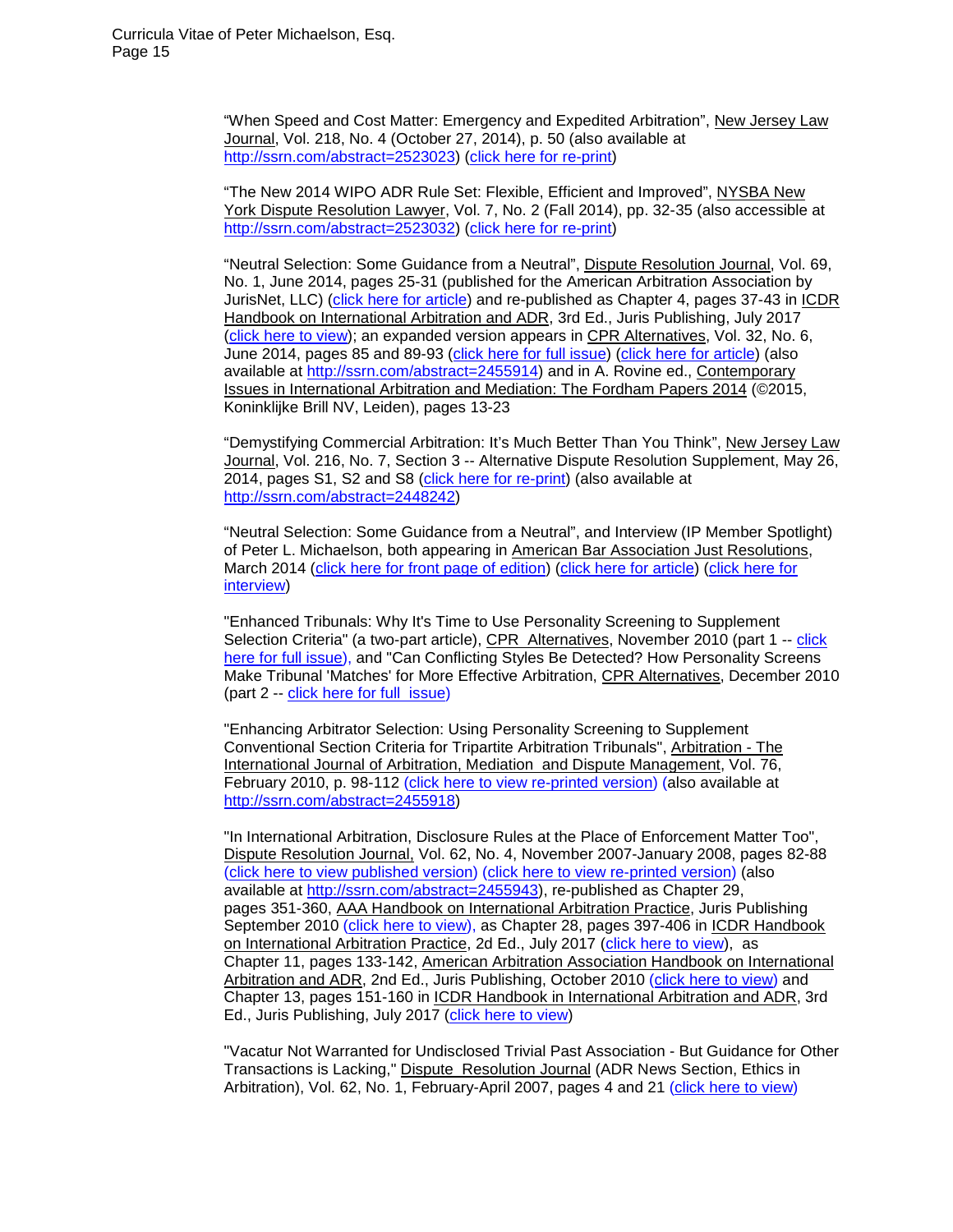"When Speed and Cost Matter: Emergency and Expedited Arbitration", New Jersey Law Journal, Vol. 218, No. 4 (October 27, 2014), p. 50 (also available at http://ssrn.com/abstract=2523023) (click here for re-print)

"The New 2014 WIPO ADR Rule Set: Flexible, Efficient and Improved", NYSBA New York Dispute Resolution Lawyer, Vol. 7, No. 2 (Fall 2014), pp. 32-35 (also accessible at http://ssrn.com/abstract=2523032) (click here for re-print)

"Neutral Selection: Some Guidance from a Neutral", Dispute Resolution Journal, Vol. 69, No. 1, June 2014, pages 25-31 (published for the American Arbitration Association by JurisNet, LLC) (click here for article) and re-published as Chapter 4, pages 37-43 in ICDR Handbook on International Arbitration and ADR, 3rd Ed., Juris Publishing, July 2017 (click here to view); an expanded version appears in CPR Alternatives, Vol. 32, No. 6, June 2014, pages 85 and 89-93 (click here for full issue) (click here for article) (also available at http://ssrn.com/abstract=2455914) and in A. Rovine ed., Contemporary Issues in International Arbitration and Mediation: The Fordham Papers 2014 (©2015, Koninklijke Brill NV, Leiden), pages 13-23

"Demystifying Commercial Arbitration: It's Much Better Than You Think", New Jersey Law Journal, Vol. 216, No. 7, Section 3 -- Alternative Dispute Resolution Supplement, May 26, 2014, pages S1, S2 and S8 (click here for re-print) (also available at http://ssrn.com/abstract=2448242)

"Neutral Selection: Some Guidance from a Neutral", and Interview (IP Member Spotlight) of Peter L. Michaelson, both appearing in American Bar Association Just Resolutions, March 2014 (click here for front page of edition) (click here for article) (click here for interview)

"Enhanced Tribunals: Why It's Time to Use Personality Screening to Supplement Selection Criteria" (a two-part article), CPR Alternatives, November 2010 (part 1 -- click here for full issue), and "Can Conflicting Styles Be Detected? How Personality Screens Make Tribunal 'Matches' for More Effective Arbitration, CPR Alternatives, December 2010 (part 2 -- click here for full issue)

"Enhancing Arbitrator Selection: Using Personality Screening to Supplement Conventional Section Criteria for Tripartite Arbitration Tribunals", Arbitration - The International Journal of Arbitration, Mediation and Dispute Management, Vol. 76, February 2010, p. 98-112 (click here to view re-printed version) (also available at http://ssrn.com/abstract=2455918)

"In International Arbitration, Disclosure Rules at the Place of Enforcement Matter Too", Dispute Resolution Journal, Vol. 62, No. 4, November 2007-January 2008, pages 82-88 (click here to view published version) (click here to view re-printed version) (also available at http://ssrn.com/abstract=2455943), re-published as Chapter 29, pages 351-360, AAA Handbook on International Arbitration Practice, Juris Publishing September 2010 (click here to view), as Chapter 28, pages 397-406 in ICDR Handbook on International Arbitration Practice, 2d Ed., July 2017 (click here to view), as Chapter 11, pages 133-142, American Arbitration Association Handbook on International Arbitration and ADR, 2nd Ed., Juris Publishing, October 2010 (click here to view) and Chapter 13, pages 151-160 in ICDR Handbook in International Arbitration and ADR, 3rd Ed., Juris Publishing, July 2017 (click here to view)

"Vacatur Not Warranted for Undisclosed Trivial Past Association - But Guidance for Other Transactions is Lacking," Dispute Resolution Journal (ADR News Section, Ethics in Arbitration), Vol. 62, No. 1, February-April 2007, pages 4 and 21 (click here to view)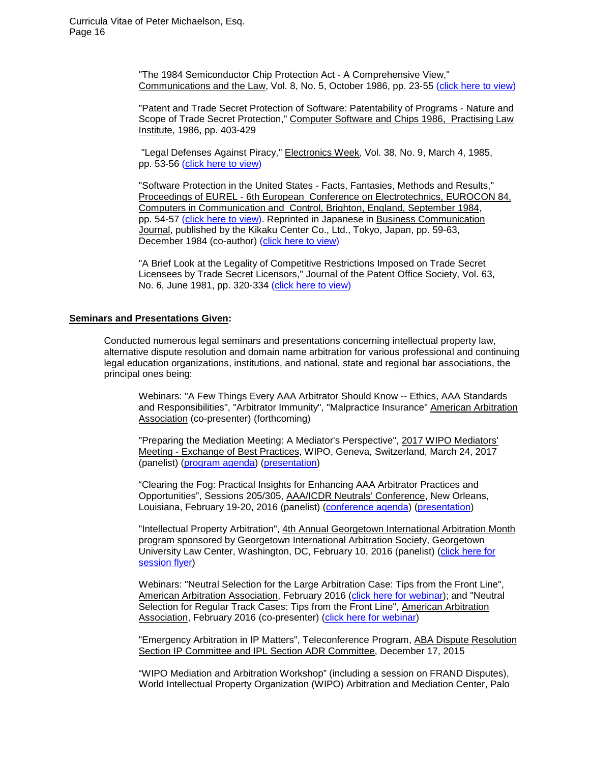"The 1984 Semiconductor Chip Protection Act - A Comprehensive View," Communications and the Law, Vol. 8, No. 5, October 1986, pp. 23-55 (click here to view)

"Patent and Trade Secret Protection of Software: Patentability of Programs - Nature and Scope of Trade Secret Protection," Computer Software and Chips 1986, Practising Law Institute, 1986, pp. 403-429

"Legal Defenses Against Piracy," Electronics Week, Vol. 38, No. 9, March 4, 1985, pp. 53-56 (click here to view)

"Software Protection in the United States - Facts, Fantasies, Methods and Results," Proceedings of EUREL - 6th European Conference on Electrotechnics, EUROCON 84, Computers in Communication and Control, Brighton, England, September 1984, pp. 54-57 (click here to view). Reprinted in Japanese in Business Communication Journal, published by the Kikaku Center Co., Ltd., Tokyo, Japan, pp. 59-63, December 1984 (co-author) (click here to view)

"A Brief Look at the Legality of Competitive Restrictions Imposed on Trade Secret Licensees by Trade Secret Licensors," Journal of the Patent Office Society, Vol. 63, No. 6, June 1981, pp. 320-334 (click here to view)

**Seminars and Presentations Given:**

Conducted numerous legal seminars and presentations concerning intellectual property law, alternative dispute resolution and domain name arbitration for various professional and continuing legal education organizations, institutions, and national, state and regional bar associations, the principal ones being:

Webinars: "A Few Things Every AAA Arbitrator Should Know -- Ethics, AAA Standards and Responsibilities", "Arbitrator Immunity", "Malpractice Insurance" American Arbitration Association (co-presenter) (forthcoming)

"Preparing the Mediation Meeting: A Mediator's Perspective", 2017 WIPO Mediators' Meeting - Exchange of Best Practices, WIPO, Geneva, Switzerland, March 24, 2017 (panelist) (program agenda) (presentation)

"Clearing the Fog: Practical Insights for Enhancing AAA Arbitrator Practices and Opportunities", Sessions 205/305, AAA/ICDR Neutrals' Conference, New Orleans, Louisiana, February 19-20, 2016 (panelist) (conference agenda) (presentation)

"Intellectual Property Arbitration", 4th Annual Georgetown International Arbitration Month program sponsored by Georgetown International Arbitration Society, Georgetown University Law Center, Washington, DC, February 10, 2016 (panelist) (click here for session flyer)

Webinars: "Neutral Selection for the Large Arbitration Case: Tips from the Front Line", American Arbitration Association, February 2016 (click here for webinar); and "Neutral Selection for Regular Track Cases: Tips from the Front Line", American Arbitration Association, February 2016 (co-presenter) (click here for webinar)

"Emergency Arbitration in IP Matters", Teleconference Program, ABA Dispute Resolution Section IP Committee and IPL Section ADR Committee, December 17, 2015

"WIPO Mediation and Arbitration Workshop" (including a session on FRAND Disputes), World Intellectual Property Organization (WIPO) Arbitration and Mediation Center, Palo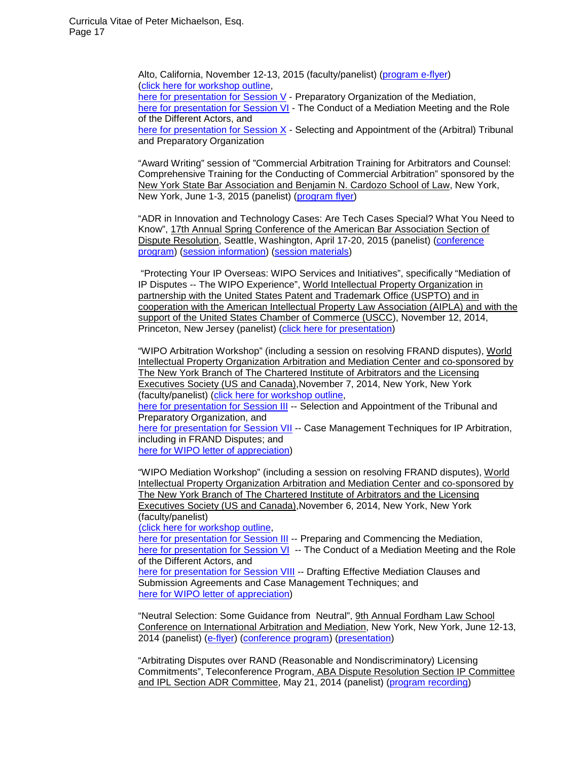Alto, California, November 12-13, 2015 (faculty/panelist) (program e-flyer) (click here for workshop outline,
here for presentation for Session V - Preparatory Organization of the Mediation,
here for presentation for Session VI - The Conduct of a Mediation Meeting and the Role of the Different Actors, and
here for presentation for Session X - Selecting and Appointment of the (Arbitral) Tribunal and Preparatory Organization

"Award Writing" session of "Commercial Arbitration Training for Arbitrators and Counsel: Comprehensive Training for the Conducting of Commercial Arbitration" sponsored by the New York State Bar Association and Benjamin N. Cardozo School of Law, New York, New York, June 1-3, 2015 (panelist) (program flyer)

"ADR in Innovation and Technology Cases: Are Tech Cases Special? What You Need to Know", 17th Annual Spring Conference of the American Bar Association Section of Dispute Resolution, Seattle, Washington, April 17-20, 2015 (panelist) (conference program) (session information) (session materials)

"Protecting Your IP Overseas: WIPO Services and Initiatives", specifically "Mediation of IP Disputes -- The WIPO Experience", World Intellectual Property Organization in partnership with the United States Patent and Trademark Office (USPTO) and in cooperation with the American Intellectual Property Law Association (AIPLA) and with the support of the United States Chamber of Commerce (USCC), November 12, 2014, Princeton, New Jersey (panelist) (click here for presentation)

"WIPO Arbitration Workshop" (including a session on resolving FRAND disputes), World Intellectual Property Organization Arbitration and Mediation Center and co-sponsored by The New York Branch of The Chartered Institute of Arbitrators and the Licensing Executives Society (US and Canada),November 7, 2014, New York, New York (faculty/panelist) (click here for workshop outline,
here for presentation for Session III -- Selection and Appointment of the Tribunal and Preparatory Organization, and
here for presentation for Session VII -- Case Management Techniques for IP Arbitration, including in FRAND Disputes; and
here for WIPO letter of appreciation)

"WIPO Mediation Workshop" (including a session on resolving FRAND disputes), World Intellectual Property Organization Arbitration and Mediation Center and co-sponsored by The New York Branch of The Chartered Institute of Arbitrators and the Licensing Executives Society (US and Canada),November 6, 2014, New York, New York (faculty/panelist)
(click here for workshop outline,
here for presentation for Session III -- Preparing and Commencing the Mediation,
here for presentation for Session VI -- The Conduct of a Mediation Meeting and the Role of the Different Actors, and
here for presentation for Session VIII -- Drafting Effective Mediation Clauses and Submission Agreements and Case Management Techniques; and
here for WIPO letter of appreciation)

"Neutral Selection: Some Guidance from Neutral", 9th Annual Fordham Law School Conference on International Arbitration and Mediation, New York, New York, June 12-13, 2014 (panelist) (e-flyer) (conference program) (presentation)

"Arbitrating Disputes over RAND (Reasonable and Nondiscriminatory) Licensing Commitments", Teleconference Program, ABA Dispute Resolution Section IP Committee and IPL Section ADR Committee, May 21, 2014 (panelist) (program recording)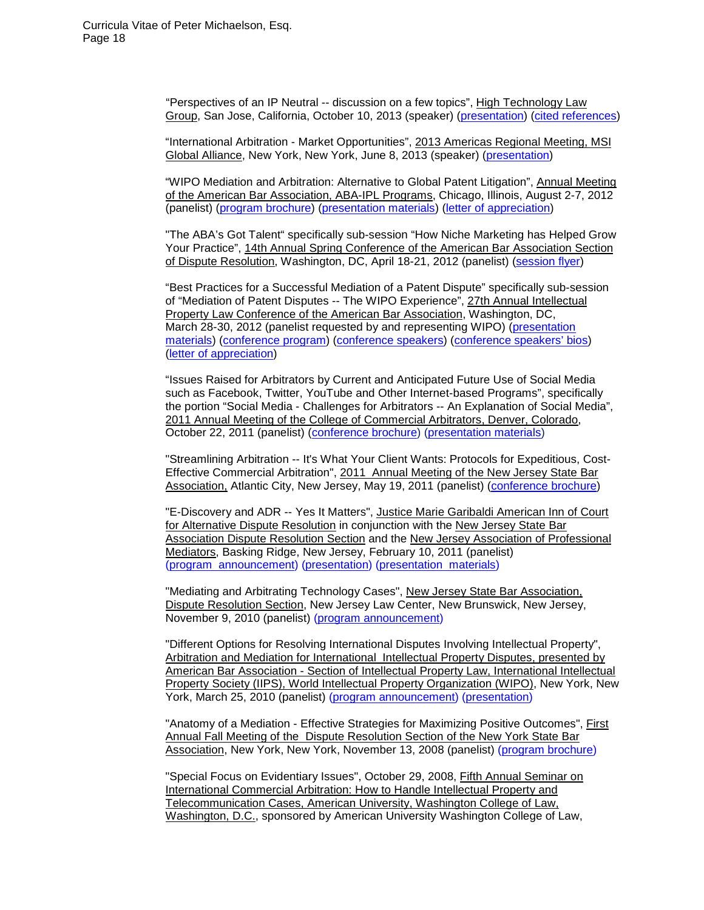"Perspectives of an IP Neutral -- discussion on a few topics", High Technology Law Group, San Jose, California, October 10, 2013 (speaker) (presentation) (cited references)

"International Arbitration - Market Opportunities", 2013 Americas Regional Meeting, MSI Global Alliance, New York, New York, June 8, 2013 (speaker) (presentation)

"WIPO Mediation and Arbitration: Alternative to Global Patent Litigation", Annual Meeting of the American Bar Association, ABA-IPL Programs, Chicago, Illinois, August 2-7, 2012 (panelist) (program brochure) (presentation materials) (letter of appreciation)

"The ABA's Got Talent" specifically sub-session "How Niche Marketing has Helped Grow Your Practice", 14th Annual Spring Conference of the American Bar Association Section of Dispute Resolution, Washington, DC, April 18-21, 2012 (panelist) (session flyer)

"Best Practices for a Successful Mediation of a Patent Dispute" specifically sub-session of "Mediation of Patent Disputes -- The WIPO Experience", 27th Annual Intellectual Property Law Conference of the American Bar Association, Washington, DC, March 28-30, 2012 (panelist requested by and representing WIPO) (presentation materials) (conference program) (conference speakers) (conference speakers' bios) (letter of appreciation)

"Issues Raised for Arbitrators by Current and Anticipated Future Use of Social Media such as Facebook, Twitter, YouTube and Other Internet-based Programs", specifically the portion "Social Media - Challenges for Arbitrators -- An Explanation of Social Media", 2011 Annual Meeting of the College of Commercial Arbitrators, Denver, Colorado, October 22, 2011 (panelist) (conference brochure) (presentation materials)

"Streamlining Arbitration -- It's What Your Client Wants: Protocols for Expeditious, Cost-Effective Commercial Arbitration", 2011 Annual Meeting of the New Jersey State Bar Association, Atlantic City, New Jersey, May 19, 2011 (panelist) (conference brochure)

"E-Discovery and ADR -- Yes It Matters", Justice Marie Garibaldi American Inn of Court for Alternative Dispute Resolution in conjunction with the New Jersey State Bar Association Dispute Resolution Section and the New Jersey Association of Professional Mediators, Basking Ridge, New Jersey, February 10, 2011 (panelist) (program announcement) (presentation) (presentation materials)

"Mediating and Arbitrating Technology Cases", New Jersey State Bar Association, Dispute Resolution Section, New Jersey Law Center, New Brunswick, New Jersey, November 9, 2010 (panelist) (program announcement)

"Different Options for Resolving International Disputes Involving Intellectual Property", Arbitration and Mediation for International Intellectual Property Disputes, presented by American Bar Association - Section of Intellectual Property Law, International Intellectual Property Society (IIPS), World Intellectual Property Organization (WIPO), New York, New York, March 25, 2010 (panelist) (program announcement) (presentation)

"Anatomy of a Mediation - Effective Strategies for Maximizing Positive Outcomes", First Annual Fall Meeting of the Dispute Resolution Section of the New York State Bar Association, New York, New York, November 13, 2008 (panelist) (program brochure)

"Special Focus on Evidentiary Issues", October 29, 2008, Fifth Annual Seminar on International Commercial Arbitration: How to Handle Intellectual Property and Telecommunication Cases, American University, Washington College of Law, Washington, D.C., sponsored by American University Washington College of Law,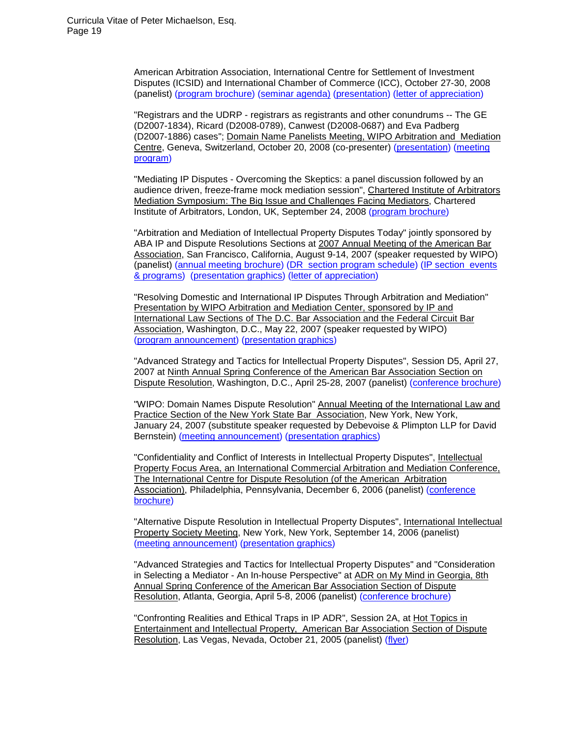American Arbitration Association, International Centre for Settlement of Investment Disputes (ICSID) and International Chamber of Commerce (ICC), October 27-30, 2008 (panelist) (program brochure) (seminar agenda) (presentation) (letter of appreciation)

"Registrars and the UDRP - registrars as registrants and other conundrums -- The GE (D2007-1834), Ricard (D2008-0789), Canwest (D2008-0687) and Eva Padberg (D2007-1886) cases"; Domain Name Panelists Meeting, WIPO Arbitration and Mediation Centre, Geneva, Switzerland, October 20, 2008 (co-presenter) (presentation) (meeting program)

"Mediating IP Disputes - Overcoming the Skeptics: a panel discussion followed by an audience driven, freeze-frame mock mediation session", Chartered Institute of Arbitrators Mediation Symposium: The Big Issue and Challenges Facing Mediators, Chartered Institute of Arbitrators, London, UK, September 24, 2008 (program brochure)

"Arbitration and Mediation of Intellectual Property Disputes Today" jointly sponsored by ABA IP and Dispute Resolutions Sections at 2007 Annual Meeting of the American Bar Association, San Francisco, California, August 9-14, 2007 (speaker requested by WIPO) (panelist) (annual meeting brochure) (DR section program schedule) (IP section events & programs) (presentation graphics) (letter of appreciation)

"Resolving Domestic and International IP Disputes Through Arbitration and Mediation" Presentation by WIPO Arbitration and Mediation Center, sponsored by IP and International Law Sections of The D.C. Bar Association and the Federal Circuit Bar Association, Washington, D.C., May 22, 2007 (speaker requested by WIPO) (program announcement) (presentation graphics)

"Advanced Strategy and Tactics for Intellectual Property Disputes", Session D5, April 27, 2007 at Ninth Annual Spring Conference of the American Bar Association Section on Dispute Resolution, Washington, D.C., April 25-28, 2007 (panelist) (conference brochure)

"WIPO: Domain Names Dispute Resolution" Annual Meeting of the International Law and Practice Section of the New York State Bar Association, New York, New York, January 24, 2007 (substitute speaker requested by Debevoise & Plimpton LLP for David Bernstein) (meeting announcement) (presentation graphics)

"Confidentiality and Conflict of Interests in Intellectual Property Disputes", Intellectual Property Focus Area, an International Commercial Arbitration and Mediation Conference, The International Centre for Dispute Resolution (of the American Arbitration Association), Philadelphia, Pennsylvania, December 6, 2006 (panelist) (conference brochure)

"Alternative Dispute Resolution in Intellectual Property Disputes", International Intellectual Property Society Meeting, New York, New York, September 14, 2006 (panelist) (meeting announcement) (presentation graphics)

"Advanced Strategies and Tactics for Intellectual Property Disputes" and "Consideration in Selecting a Mediator - An In-house Perspective" at ADR on My Mind in Georgia, 8th Annual Spring Conference of the American Bar Association Section of Dispute Resolution, Atlanta, Georgia, April 5-8, 2006 (panelist) (conference brochure)

"Confronting Realities and Ethical Traps in IP ADR", Session 2A, at Hot Topics in Entertainment and Intellectual Property, American Bar Association Section of Dispute Resolution, Las Vegas, Nevada, October 21, 2005 (panelist) (flyer)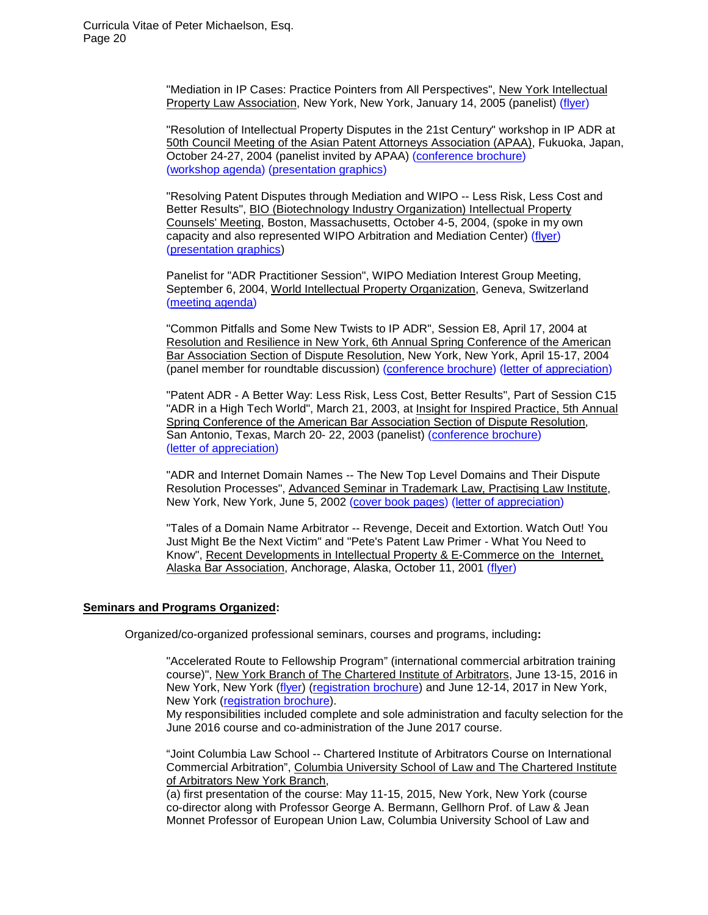"Mediation in IP Cases: Practice Pointers from All Perspectives", New York Intellectual Property Law Association, New York, New York, January 14, 2005 (panelist) (flyer)

"Resolution of Intellectual Property Disputes in the 21st Century" workshop in IP ADR at 50th Council Meeting of the Asian Patent Attorneys Association (APAA), Fukuoka, Japan, October 24-27, 2004 (panelist invited by APAA) (conference brochure) (workshop agenda) (presentation graphics)

"Resolving Patent Disputes through Mediation and WIPO -- Less Risk, Less Cost and Better Results", BIO (Biotechnology Industry Organization) Intellectual Property Counsels' Meeting, Boston, Massachusetts, October 4-5, 2004, (spoke in my own capacity and also represented WIPO Arbitration and Mediation Center) (flyer) (presentation graphics)

Panelist for "ADR Practitioner Session", WIPO Mediation Interest Group Meeting, September 6, 2004, World Intellectual Property Organization, Geneva, Switzerland (meeting agenda)

"Common Pitfalls and Some New Twists to IP ADR", Session E8, April 17, 2004 at Resolution and Resilience in New York, 6th Annual Spring Conference of the American Bar Association Section of Dispute Resolution, New York, New York, April 15-17, 2004 (panel member for roundtable discussion) (conference brochure) (letter of appreciation)

"Patent ADR - A Better Way: Less Risk, Less Cost, Better Results", Part of Session C15 "ADR in a High Tech World", March 21, 2003, at Insight for Inspired Practice, 5th Annual Spring Conference of the American Bar Association Section of Dispute Resolution, San Antonio, Texas, March 20- 22, 2003 (panelist) (conference brochure) (letter of appreciation)

"ADR and Internet Domain Names -- The New Top Level Domains and Their Dispute Resolution Processes", Advanced Seminar in Trademark Law, Practising Law Institute, New York, New York, June 5, 2002 (cover book pages) (letter of appreciation)

"Tales of a Domain Name Arbitrator -- Revenge, Deceit and Extortion. Watch Out! You Just Might Be the Next Victim" and "Pete's Patent Law Primer - What You Need to Know", Recent Developments in Intellectual Property & E-Commerce on the Internet, Alaska Bar Association, Anchorage, Alaska, October 11, 2001 (flyer)

## Seminars and Programs Organized:

Organized/co-organized professional seminars, courses and programs, including:

"Accelerated Route to Fellowship Program" (international commercial arbitration training course)", New York Branch of The Chartered Institute of Arbitrators, June 13-15, 2016 in New York, New York (flyer) (registration brochure) and June 12-14, 2017 in New York, New York (registration brochure).
My responsibilities included complete and sole administration and faculty selection for the June 2016 course and co-administration of the June 2017 course.

"Joint Columbia Law School -- Chartered Institute of Arbitrators Course on International Commercial Arbitration", Columbia University School of Law and The Chartered Institute of Arbitrators New York Branch,
(a) first presentation of the course: May 11-15, 2015, New York, New York (course co-director along with Professor George A. Bermann, Gellhorn Prof. of Law & Jean Monnet Professor of European Union Law, Columbia University School of Law and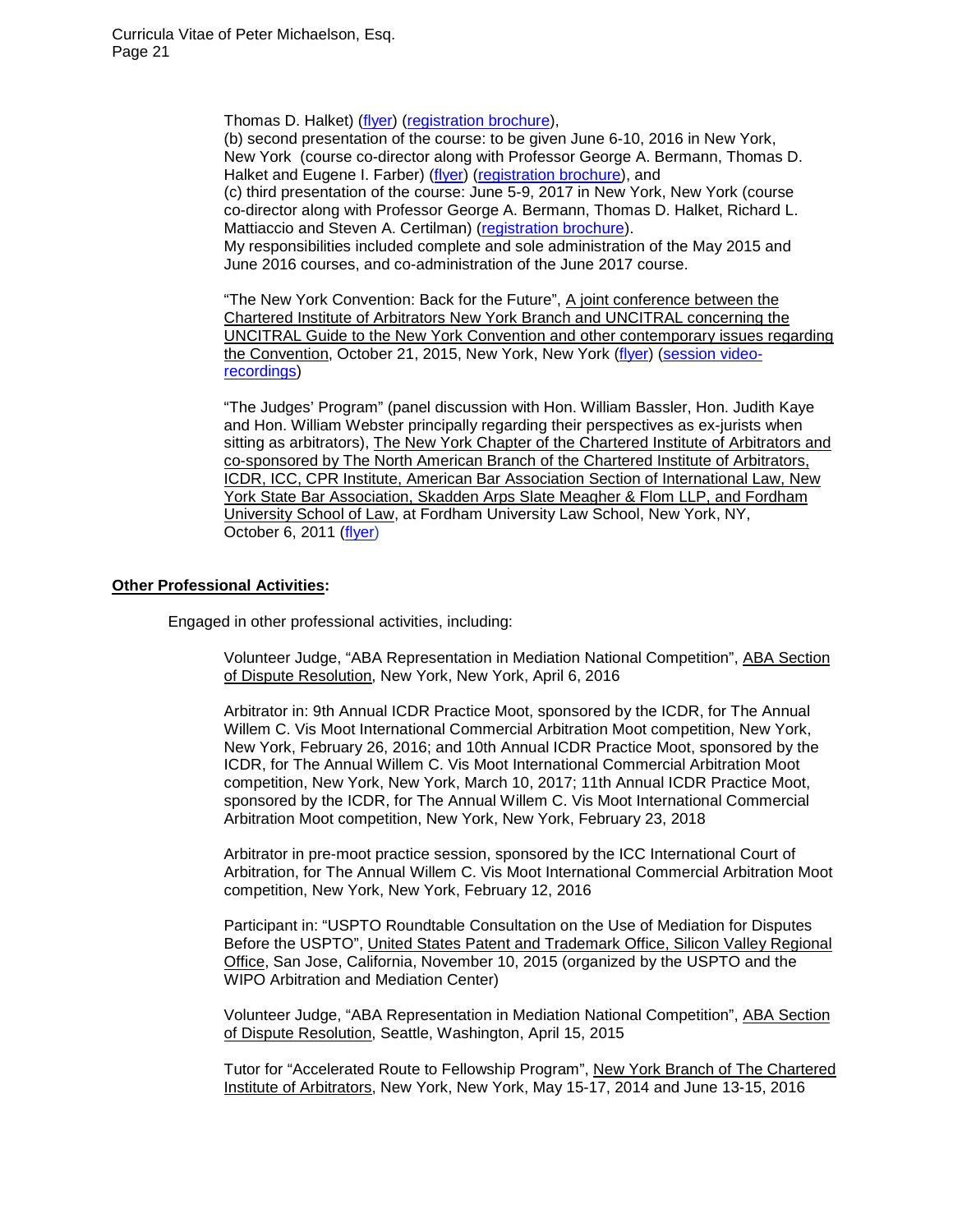Thomas D. Halket) (flyer) (registration brochure),
(b) second presentation of the course: to be given June 6-10, 2016 in New York, New York (course co-director along with Professor George A. Bermann, Thomas D. Halket and Eugene I. Farber) (flyer) (registration brochure), and
(c) third presentation of the course: June 5-9, 2017 in New York, New York (course co-director along with Professor George A. Bermann, Thomas D. Halket, Richard L. Mattiaccio and Steven A. Certilman) (registration brochure).
My responsibilities included complete and sole administration of the May 2015 and June 2016 courses, and co-administration of the June 2017 course.

"The New York Convention: Back for the Future", A joint conference between the Chartered Institute of Arbitrators New York Branch and UNCITRAL concerning the UNCITRAL Guide to the New York Convention and other contemporary issues regarding the Convention, October 21, 2015, New York, New York (flyer) (session video-recordings)

"The Judges' Program" (panel discussion with Hon. William Bassler, Hon. Judith Kaye and Hon. William Webster principally regarding their perspectives as ex-jurists when sitting as arbitrators), The New York Chapter of the Chartered Institute of Arbitrators and co-sponsored by The North American Branch of the Chartered Institute of Arbitrators, ICDR, ICC, CPR Institute, American Bar Association Section of International Law, New York State Bar Association, Skadden Arps Slate Meagher & Flom LLP, and Fordham University School of Law, at Fordham University Law School, New York, NY, October 6, 2011 (flyer)

**Other Professional Activities:**

Engaged in other professional activities, including:

Volunteer Judge, "ABA Representation in Mediation National Competition", ABA Section of Dispute Resolution, New York, New York, April 6, 2016

Arbitrator in: 9th Annual ICDR Practice Moot, sponsored by the ICDR, for The Annual Willem C. Vis Moot International Commercial Arbitration Moot competition, New York, New York, February 26, 2016; and 10th Annual ICDR Practice Moot, sponsored by the ICDR, for The Annual Willem C. Vis Moot International Commercial Arbitration Moot competition, New York, New York, March 10, 2017; 11th Annual ICDR Practice Moot, sponsored by the ICDR, for The Annual Willem C. Vis Moot International Commercial Arbitration Moot competition, New York, New York, February 23, 2018

Arbitrator in pre-moot practice session, sponsored by the ICC International Court of Arbitration, for The Annual Willem C. Vis Moot International Commercial Arbitration Moot competition, New York, New York, February 12, 2016

Participant in: "USPTO Roundtable Consultation on the Use of Mediation for Disputes Before the USPTO", United States Patent and Trademark Office, Silicon Valley Regional Office, San Jose, California, November 10, 2015 (organized by the USPTO and the WIPO Arbitration and Mediation Center)

Volunteer Judge, "ABA Representation in Mediation National Competition", ABA Section of Dispute Resolution, Seattle, Washington, April 15, 2015

Tutor for "Accelerated Route to Fellowship Program", New York Branch of The Chartered Institute of Arbitrators, New York, New York, May 15-17, 2014 and June 13-15, 2016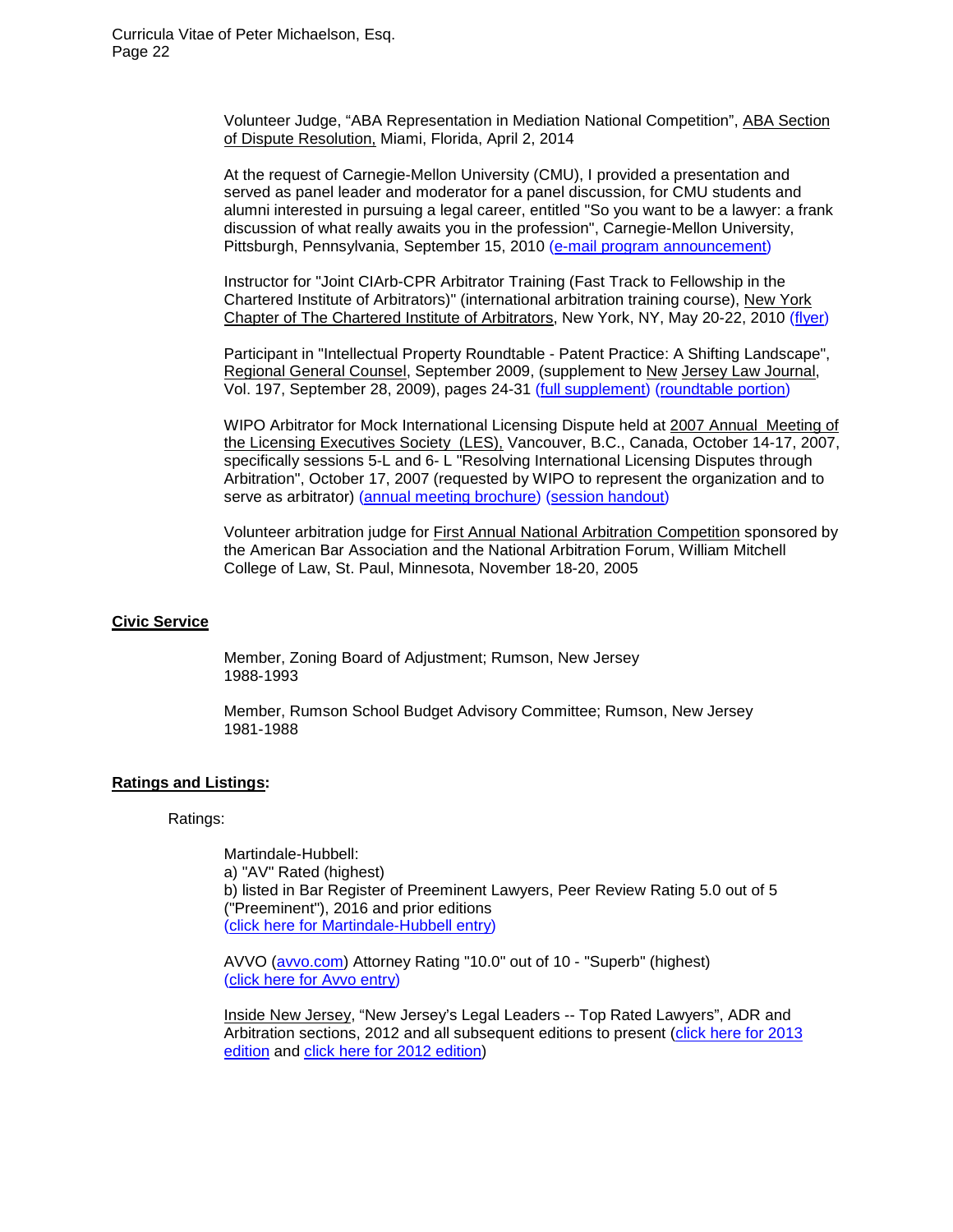Volunteer Judge, "ABA Representation in Mediation National Competition", ABA Section of Dispute Resolution, Miami, Florida, April 2, 2014

At the request of Carnegie-Mellon University (CMU), I provided a presentation and served as panel leader and moderator for a panel discussion, for CMU students and alumni interested in pursuing a legal career, entitled "So you want to be a lawyer: a frank discussion of what really awaits you in the profession", Carnegie-Mellon University, Pittsburgh, Pennsylvania, September 15, 2010 (e-mail program announcement)

Instructor for "Joint CIArb-CPR Arbitrator Training (Fast Track to Fellowship in the Chartered Institute of Arbitrators)" (international arbitration training course), New York Chapter of The Chartered Institute of Arbitrators, New York, NY, May 20-22, 2010 (flyer)

Participant in "Intellectual Property Roundtable - Patent Practice: A Shifting Landscape", Regional General Counsel, September 2009, (supplement to New Jersey Law Journal, Vol. 197, September 28, 2009), pages 24-31 (full supplement) (roundtable portion)

WIPO Arbitrator for Mock International Licensing Dispute held at 2007 Annual Meeting of the Licensing Executives Society (LES), Vancouver, B.C., Canada, October 14-17, 2007, specifically sessions 5-L and 6- L "Resolving International Licensing Disputes through Arbitration", October 17, 2007 (requested by WIPO to represent the organization and to serve as arbitrator) (annual meeting brochure) (session handout)

Volunteer arbitration judge for First Annual National Arbitration Competition sponsored by the American Bar Association and the National Arbitration Forum, William Mitchell College of Law, St. Paul, Minnesota, November 18-20, 2005

## Civic Service

Member, Zoning Board of Adjustment; Rumson, New Jersey
1988-1993

Member, Rumson School Budget Advisory Committee; Rumson, New Jersey
1981-1988

## Ratings and Listings:

Ratings:

Martindale-Hubbell:
a) "AV" Rated (highest)
b) listed in Bar Register of Preeminent Lawyers, Peer Review Rating 5.0 out of 5 ("Preeminent"), 2016 and prior editions
(click here for Martindale-Hubbell entry)

AVVO (avvo.com) Attorney Rating "10.0" out of 10 - "Superb" (highest)
(click here for Avvo entry)

Inside New Jersey, "New Jersey's Legal Leaders -- Top Rated Lawyers", ADR and Arbitration sections, 2012 and all subsequent editions to present (click here for 2013 edition and click here for 2012 edition)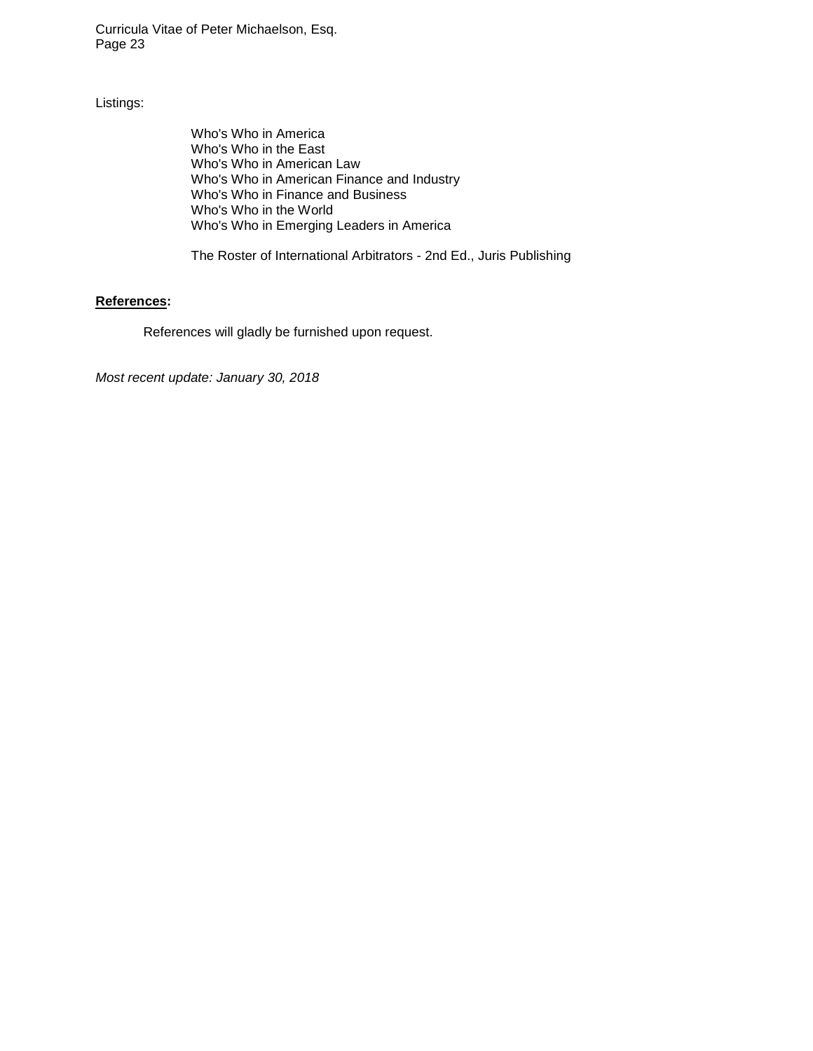Listings:

Who's Who in America
Who's Who in the East
Who's Who in American Law
Who's Who in American Finance and Industry
Who's Who in Finance and Business
Who's Who in the World
Who's Who in Emerging Leaders in America

The Roster of International Arbitrators - 2nd Ed., Juris Publishing

**References:**

References will gladly be furnished upon request.

*Most recent update: January 30, 2018*